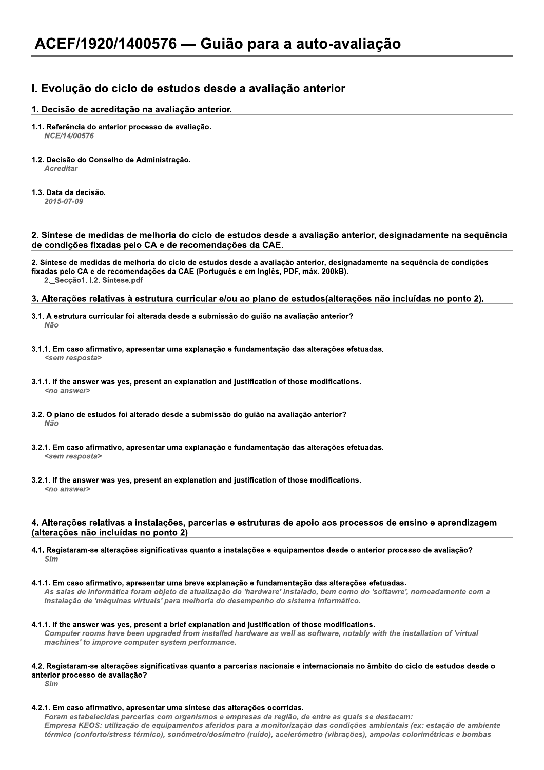# ACEF/1920/1400576 — Guião para a auto-avaliação

## I. Evolução do ciclo de estudos desde a avaliação anterior

### 1. Decisão de acreditação na avaliação anterior.

**1.1. Referência do anterior processo de avaliação.**
*NCE/14/00576*

**1.2. Decisão do Conselho de Administração.**
*Acreditar*

**1.3. Data da decisão.**
*2015-07-09*

### 2. Síntese de medidas de melhoria do ciclo de estudos desde a avaliação anterior, designadamente na sequência de condições fixadas pelo CA e de recomendações da CAE.

**2. Síntese de medidas de melhoria do ciclo de estudos desde a avaliação anterior, designadamente na sequência de condições fixadas pelo CA e de recomendações da CAE (Português e em Inglês, PDF, máx. 200kB).**
2._Secção1. I.2. Síntese.pdf

### 3. Alterações relativas à estrutura curricular e/ou ao plano de estudos(alterações não incluídas no ponto 2).

**3.1. A estrutura curricular foi alterada desde a submissão do guião na avaliação anterior?**
*Não*

**3.1.1. Em caso afirmativo, apresentar uma explanação e fundamentação das alterações efetuadas.**
*<sem resposta>*

**3.1.1. If the answer was yes, present an explanation and justification of those modifications.**
*<no answer>*

**3.2. O plano de estudos foi alterado desde a submissão do guião na avaliação anterior?**
*Não*

**3.2.1. Em caso afirmativo, apresentar uma explanação e fundamentação das alterações efetuadas.**
*<sem resposta>*

**3.2.1. If the answer was yes, present an explanation and justification of those modifications.**
*<no answer>*

### 4. Alterações relativas a instalações, parcerias e estruturas de apoio aos processos de ensino e aprendizagem (alterações não incluídas no ponto 2)

**4.1. Registaram-se alterações significativas quanto a instalações e equipamentos desde o anterior processo de avaliação?**
*Sim*

**4.1.1. Em caso afirmativo, apresentar uma breve explanação e fundamentação das alterações efetuadas.**
*As salas de informática foram objeto de atualização do 'hardware' instalado, bem como do 'softawre', nomeadamente com a instalação de 'máquinas virtuais' para melhoria do desempenho do sistema informático.*

**4.1.1. If the answer was yes, present a brief explanation and justification of those modifications.**
*Computer rooms have been upgraded from installed hardware as well as software, notably with the installation of 'virtual machines' to improve computer system performance.*

**4.2. Registaram-se alterações significativas quanto a parcerias nacionais e internacionais no âmbito do ciclo de estudos desde o anterior processo de avaliação?**
*Sim*

**4.2.1. Em caso afirmativo, apresentar uma síntese das alterações ocorridas.**
*Foram estabelecidas parcerias com organismos e empresas da região, de entre as quais se destacam:*
*Empresa KEOS: utilização de equipamentos aferidos para a monitorização das condições ambientais (ex: estação de ambiente térmico (conforto/stress térmico), sonómetro/dosímetro (ruído), acelerómetro (vibrações), ampolas colorimétricas e bombas*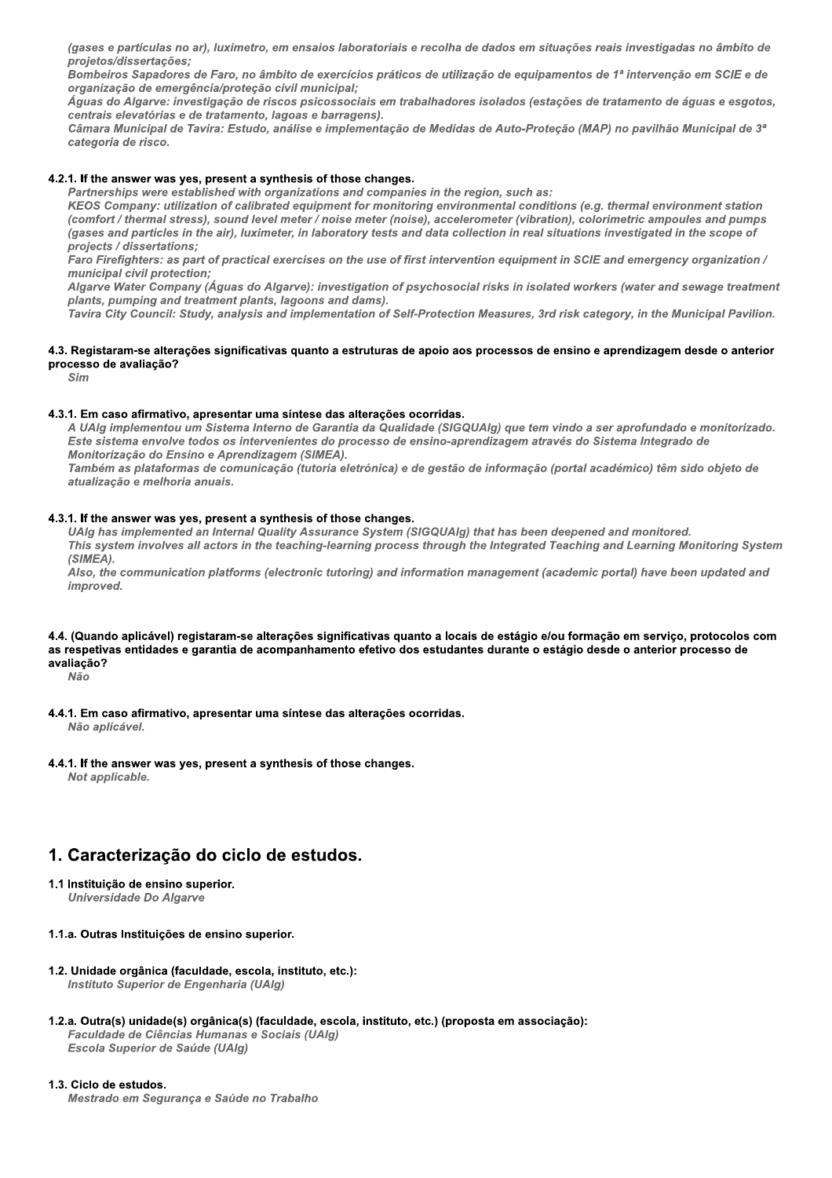*(gases e partículas no ar), luximetro, em ensaios laboratoriais e recolha de dados em situações reais investigadas no âmbito de projetos/dissertações;*
*Bombeiros Sapadores de Faro, no âmbito de exercícios práticos de utilização de equipamentos de 1ª intervenção em SCIE e de organização de emergência/proteção civil municipal;*
*Águas do Algarve: investigação de riscos psicossociais em trabalhadores isolados (estações de tratamento de águas e esgotos, centrais elevatórias e de tratamento, lagoas e barragens).*
*Câmara Municipal de Tavira: Estudo, análise e implementação de Medidas de Auto-Proteção (MAP) no pavilhão Municipal de 3ª categoria de risco.*

**4.2.1. If the answer was yes, present a synthesis of those changes.**
*Partnerships were established with organizations and companies in the region, such as:*
*KEOS Company: utilization of calibrated equipment for monitoring environmental conditions (e.g. thermal environment station (comfort / thermal stress), sound level meter / noise meter (noise), accelerometer (vibration), colorimetric ampoules and pumps (gases and particles in the air), luximeter, in laboratory tests and data collection in real situations investigated in the scope of projects / dissertations;*
*Faro Firefighters: as part of practical exercises on the use of first intervention equipment in SCIE and emergency organization / municipal civil protection;*
*Algarve Water Company (Águas do Algarve): investigation of psychosocial risks in isolated workers (water and sewage treatment plants, pumping and treatment plants, lagoons and dams).*
*Tavira City Council: Study, analysis and implementation of Self-Protection Measures, 3rd risk category, in the Municipal Pavilion.*

**4.3. Registaram-se alterações significativas quanto a estruturas de apoio aos processos de ensino e aprendizagem desde o anterior processo de avaliação?**
*Sim*

**4.3.1. Em caso afirmativo, apresentar uma síntese das alterações ocorridas.**
*A UAlg implementou um Sistema Interno de Garantia da Qualidade (SIGQUAlg) que tem vindo a ser aprofundado e monitorizado. Este sistema envolve todos os intervenientes do processo de ensino-aprendizagem através do Sistema Integrado de Monitorização do Ensino e Aprendizagem (SIMEA).*
*Também as plataformas de comunicação (tutoria eletrónica) e de gestão de informação (portal académico) têm sido objeto de atualização e melhoria anuais.*

**4.3.1. If the answer was yes, present a synthesis of those changes.**
*UAlg has implemented an Internal Quality Assurance System (SIGQUAlg) that has been deepened and monitored.*
*This system involves all actors in the teaching-learning process through the Integrated Teaching and Learning Monitoring System (SIMEA).*
*Also, the communication platforms (electronic tutoring) and information management (academic portal) have been updated and improved.*

**4.4. (Quando aplicável) registaram-se alterações significativas quanto a locais de estágio e/ou formação em serviço, protocolos com as respetivas entidades e garantia de acompanhamento efetivo dos estudantes durante o estágio desde o anterior processo de avaliação?**
*Não*

**4.4.1. Em caso afirmativo, apresentar uma síntese das alterações ocorridas.**
*Não aplicável.*

**4.4.1. If the answer was yes, present a synthesis of those changes.**
*Not applicable.*

# 1. Caracterização do ciclo de estudos.

**1.1 Instituição de ensino superior.**
*Universidade Do Algarve*

**1.1.a. Outras Instituições de ensino superior.**

**1.2. Unidade orgânica (faculdade, escola, instituto, etc.):**
*Instituto Superior de Engenharia (UAlg)*

**1.2.a. Outra(s) unidade(s) orgânica(s) (faculdade, escola, instituto, etc.) (proposta em associação):**
*Faculdade de Ciências Humanas e Sociais (UAlg)*
*Escola Superior de Saúde (UAlg)*

**1.3. Ciclo de estudos.**
*Mestrado em Segurança e Saúde no Trabalho*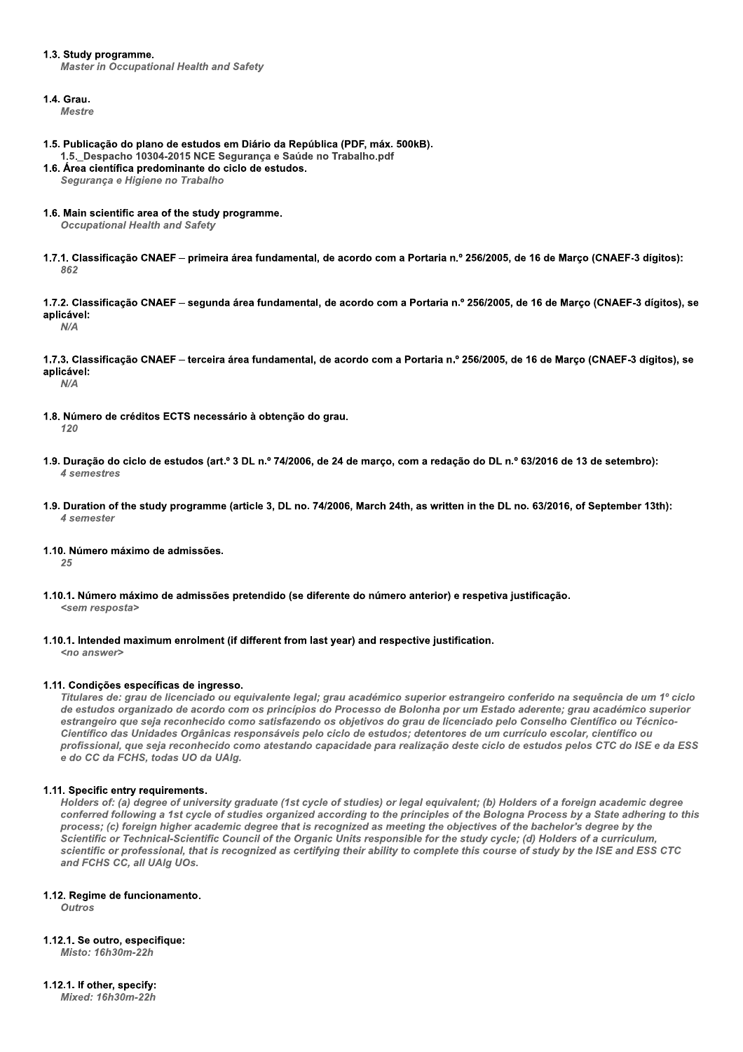**1.3. Study programme.**
*Master in Occupational Health and Safety*

**1.4. Grau.**
*Mestre*

**1.5. Publicação do plano de estudos em Diário da República (PDF, máx. 500kB).**
1.5._Despacho 10304-2015 NCE Segurança e Saúde no Trabalho.pdf

**1.6. Área científica predominante do ciclo de estudos.**
*Segurança e Higiene no Trabalho*

**1.6. Main scientific area of the study programme.**
*Occupational Health and Safety*

**1.7.1. Classificação CNAEF – primeira área fundamental, de acordo com a Portaria n.º 256/2005, de 16 de Março (CNAEF-3 dígitos):**
*862*

**1.7.2. Classificação CNAEF – segunda área fundamental, de acordo com a Portaria n.º 256/2005, de 16 de Março (CNAEF-3 dígitos), se aplicável:**
*N/A*

**1.7.3. Classificação CNAEF – terceira área fundamental, de acordo com a Portaria n.º 256/2005, de 16 de Março (CNAEF-3 dígitos), se aplicável:**
*N/A*

**1.8. Número de créditos ECTS necessário à obtenção do grau.**
*120*

**1.9. Duração do ciclo de estudos (art.º 3 DL n.º 74/2006, de 24 de março, com a redação do DL n.º 63/2016 de 13 de setembro):**
*4 semestres*

**1.9. Duration of the study programme (article 3, DL no. 74/2006, March 24th, as written in the DL no. 63/2016, of September 13th):**
*4 semester*

**1.10. Número máximo de admissões.**
*25*

**1.10.1. Número máximo de admissões pretendido (se diferente do número anterior) e respetiva justificação.**
*<sem resposta>*

**1.10.1. Intended maximum enrolment (if different from last year) and respective justification.**
*<no answer>*

**1.11. Condições específicas de ingresso.**
*Titulares de: grau de licenciado ou equivalente legal; grau académico superior estrangeiro conferido na sequência de um 1º ciclo de estudos organizado de acordo com os princípios do Processo de Bolonha por um Estado aderente; grau académico superior estrangeiro que seja reconhecido como satisfazendo os objetivos do grau de licenciado pelo Conselho Científico ou Técnico-Científico das Unidades Orgânicas responsáveis pelo ciclo de estudos; detentores de um currículo escolar, científico ou profissional, que seja reconhecido como atestando capacidade para realização deste ciclo de estudos pelos CTC do ISE e da ESS e do CC da FCHS, todas UO da UAlg.*

**1.11. Specific entry requirements.**
*Holders of: (a) degree of university graduate (1st cycle of studies) or legal equivalent; (b) Holders of a foreign academic degree conferred following a 1st cycle of studies organized according to the principles of the Bologna Process by a State adhering to this process; (c) foreign higher academic degree that is recognized as meeting the objectives of the bachelor's degree by the Scientific or Technical-Scientific Council of the Organic Units responsible for the study cycle; (d) Holders of a curriculum, scientific or professional, that is recognized as certifying their ability to complete this course of study by the ISE and ESS CTC and FCHS CC, all UAlg UOs.*

**1.12. Regime de funcionamento.**
*Outros*

**1.12.1. Se outro, especifique:**
*Misto: 16h30m-22h*

**1.12.1. If other, specify:**
*Mixed: 16h30m-22h*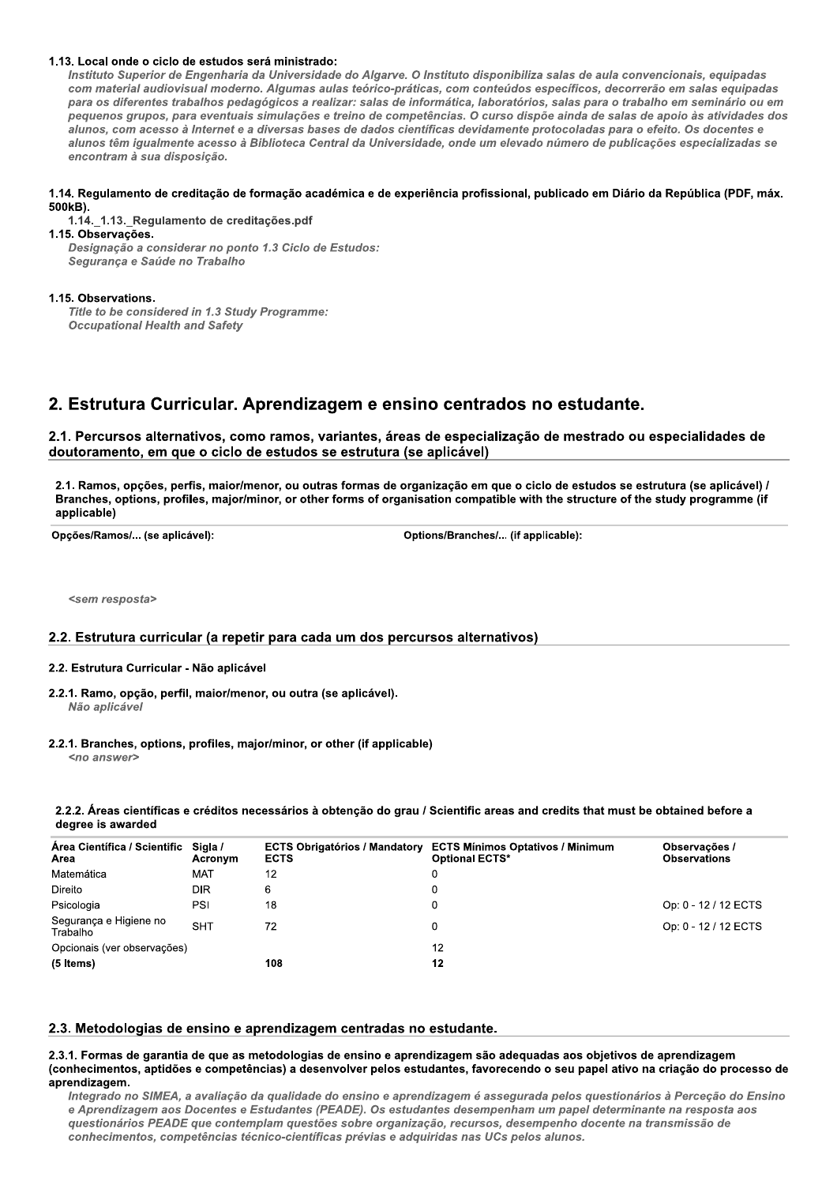**1.13. Local onde o ciclo de estudos será ministrado:**

*Instituto Superior de Engenharia da Universidade do Algarve. O Instituto disponibiliza salas de aula convencionais, equipadas com material audiovisual moderno. Algumas aulas teórico-práticas, com conteúdos específicos, decorrerão em salas equipadas para os diferentes trabalhos pedagógicos a realizar: salas de informática, laboratórios, salas para o trabalho em seminário ou em pequenos grupos, para eventuais simulações e treino de competências. O curso dispõe ainda de salas de apoio às atividades dos alunos, com acesso à Internet e a diversas bases de dados científicas devidamente protocoladas para o efeito. Os docentes e alunos têm igualmente acesso à Biblioteca Central da Universidade, onde um elevado número de publicações especializadas se encontram à sua disposição.*

**1.14. Regulamento de creditação de formação académica e de experiência profissional, publicado em Diário da República (PDF, máx. 500kB).**

**1.14._1.13._Regulamento de creditações.pdf**

**1.15. Observações.**

*Designação a considerar no ponto 1.3 Ciclo de Estudos:*
*Segurança e Saúde no Trabalho*

**1.15. Observations.**

*Title to be considered in 1.3 Study Programme:*
*Occupational Health and Safety*

# 2. Estrutura Curricular. Aprendizagem e ensino centrados no estudante.

## 2.1. Percursos alternativos, como ramos, variantes, áreas de especialização de mestrado ou especialidades de doutoramento, em que o ciclo de estudos se estrutura (se aplicável)

**2.1. Ramos, opções, perfis, maior/menor, ou outras formas de organização em que o ciclo de estudos se estrutura (se aplicável) / Branches, options, profiles, major/minor, or other forms of organisation compatible with the structure of the study programme (if applicable)**

| Opções/Ramos/... (se aplicável): | Options/Branches/... (if applicable): |
|---|---|

*<sem resposta>*

## 2.2. Estrutura curricular (a repetir para cada um dos percursos alternativos)

**2.2. Estrutura Curricular - Não aplicável**

**2.2.1. Ramo, opção, perfil, maior/menor, ou outra (se aplicável).**

*Não aplicável*

**2.2.1. Branches, options, profiles, major/minor, or other (if applicable)**

*<no answer>*

**2.2.2. Áreas científicas e créditos necessários à obtenção do grau / Scientific areas and credits that must be obtained before a degree is awarded**

| Área Científica / Scientific Area | Sigla / Acronym | ECTS Obrigatórios / Mandatory ECTS | ECTS Mínimos Optativos / Minimum Optional ECTS* | Observações / Observations |
|---|---|---|---|---|
| Matemática | MAT | 12 | 0 | |
| Direito | DIR | 6 | 0 | |
| Psicologia | PSI | 18 | 0 | Op: 0 - 12 / 12 ECTS |
| Segurança e Higiene no Trabalho | SHT | 72 | 0 | Op: 0 - 12 / 12 ECTS |
| Opcionais (ver observações) | | | 12 | |
| **(5 Items)** | | **108** | **12** | |

## 2.3. Metodologias de ensino e aprendizagem centradas no estudante.

**2.3.1. Formas de garantia de que as metodologias de ensino e aprendizagem são adequadas aos objetivos de aprendizagem (conhecimentos, aptidões e competências) a desenvolver pelos estudantes, favorecendo o seu papel ativo na criação do processo de aprendizagem.**

*Integrado no SIMEA, a avaliação da qualidade do ensino e aprendizagem é assegurada pelos questionários à Perceção do Ensino e Aprendizagem aos Docentes e Estudantes (PEADE). Os estudantes desempenham um papel determinante na resposta aos questionários PEADE que contemplam questões sobre organização, recursos, desempenho docente na transmissão de conhecimentos, competências técnico-científicas prévias e adquiridas nas UCs pelos alunos.*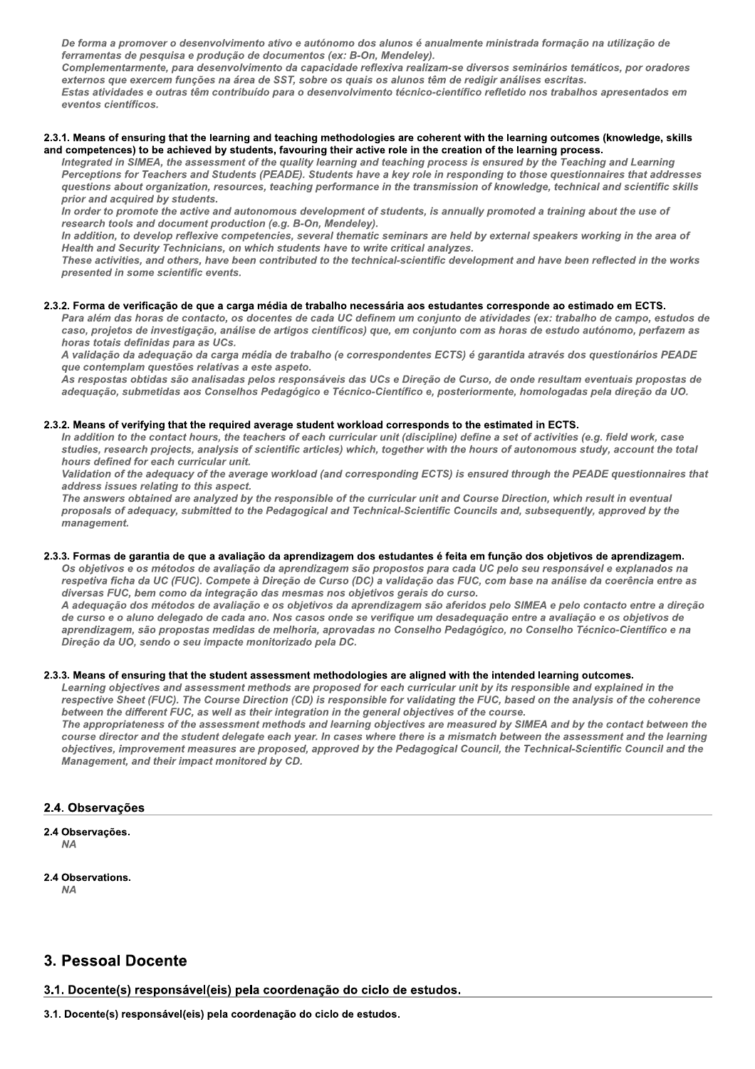*De forma a promover o desenvolvimento ativo e autónomo dos alunos é anualmente ministrada formação na utilização de ferramentas de pesquisa e produção de documentos (ex: B-On, Mendeley).*
*Complementarmente, para desenvolvimento da capacidade reflexiva realizam-se diversos seminários temáticos, por oradores externos que exercem funções na área de SST, sobre os quais os alunos têm de redigir análises escritas.*
*Estas atividades e outras têm contribuído para o desenvolvimento técnico-científico refletido nos trabalhos apresentados em eventos científicos.*

**2.3.1. Means of ensuring that the learning and teaching methodologies are coherent with the learning outcomes (knowledge, skills and competences) to be achieved by students, favouring their active role in the creation of the learning process.**

*Integrated in SIMEA, the assessment of the quality learning and teaching process is ensured by the Teaching and Learning Perceptions for Teachers and Students (PEADE). Students have a key role in responding to those questionnaires that addresses questions about organization, resources, teaching performance in the transmission of knowledge, technical and scientific skills prior and acquired by students.*
*In order to promote the active and autonomous development of students, is annually promoted a training about the use of research tools and document production (e.g. B-On, Mendeley).*
*In addition, to develop reflexive competencies, several thematic seminars are held by external speakers working in the area of Health and Security Technicians, on which students have to write critical analyzes.*
*These activities, and others, have been contributed to the technical-scientific development and have been reflected in the works presented in some scientific events.*

**2.3.2. Forma de verificação de que a carga média de trabalho necessária aos estudantes corresponde ao estimado em ECTS.**

*Para além das horas de contacto, os docentes de cada UC definem um conjunto de atividades (ex: trabalho de campo, estudos de caso, projetos de investigação, análise de artigos científicos) que, em conjunto com as horas de estudo autónomo, perfazem as horas totais definidas para as UCs.*
*A validação da adequação da carga média de trabalho (e correspondentes ECTS) é garantida através dos questionários PEADE que contemplam questões relativas a este aspeto.*
*As respostas obtidas são analisadas pelos responsáveis das UCs e Direção de Curso, de onde resultam eventuais propostas de adequação, submetidas aos Conselhos Pedagógico e Técnico-Científico e, posteriormente, homologadas pela direção da UO.*

**2.3.2. Means of verifying that the required average student workload corresponds to the estimated in ECTS.**

*In addition to the contact hours, the teachers of each curricular unit (discipline) define a set of activities (e.g. field work, case studies, research projects, analysis of scientific articles) which, together with the hours of autonomous study, account the total hours defined for each curricular unit.*
*Validation of the adequacy of the average workload (and corresponding ECTS) is ensured through the PEADE questionnaires that address issues relating to this aspect.*
*The answers obtained are analyzed by the responsible of the curricular unit and Course Direction, which result in eventual proposals of adequacy, submitted to the Pedagogical and Technical-Scientific Councils and, subsequently, approved by the management.*

**2.3.3. Formas de garantia de que a avaliação da aprendizagem dos estudantes é feita em função dos objetivos de aprendizagem.**

*Os objetivos e os métodos de avaliação da aprendizagem são propostos para cada UC pelo seu responsável e explanados na respetiva ficha da UC (FUC). Compete à Direção de Curso (DC) a validação das FUC, com base na análise da coerência entre as diversas FUC, bem como da integração das mesmas nos objetivos gerais do curso.*
*A adequação dos métodos de avaliação e os objetivos da aprendizagem são aferidos pelo SIMEA e pelo contacto entre a direção de curso e o aluno delegado de cada ano. Nos casos onde se verifique um desadequação entre a avaliação e os objetivos de aprendizagem, são propostas medidas de melhoria, aprovadas no Conselho Pedagógico, no Conselho Técnico-Científico e na Direção da UO, sendo o seu impacte monitorizado pela DC.*

**2.3.3. Means of ensuring that the student assessment methodologies are aligned with the intended learning outcomes.**

*Learning objectives and assessment methods are proposed for each curricular unit by its responsible and explained in the respective Sheet (FUC). The Course Direction (CD) is responsible for validating the FUC, based on the analysis of the coherence between the different FUC, as well as their integration in the general objectives of the course.*
*The appropriateness of the assessment methods and learning objectives are measured by SIMEA and by the contact between the course director and the student delegate each year. In cases where there is a mismatch between the assessment and the learning objectives, improvement measures are proposed, approved by the Pedagogical Council, the Technical-Scientific Council and the Management, and their impact monitored by CD.*

## 2.4. Observações

**2.4 Observações.**

*NA*

**2.4 Observations.**

*NA*

# 3. Pessoal Docente

## 3.1. Docente(s) responsável(eis) pela coordenação do ciclo de estudos.

**3.1. Docente(s) responsável(eis) pela coordenação do ciclo de estudos.**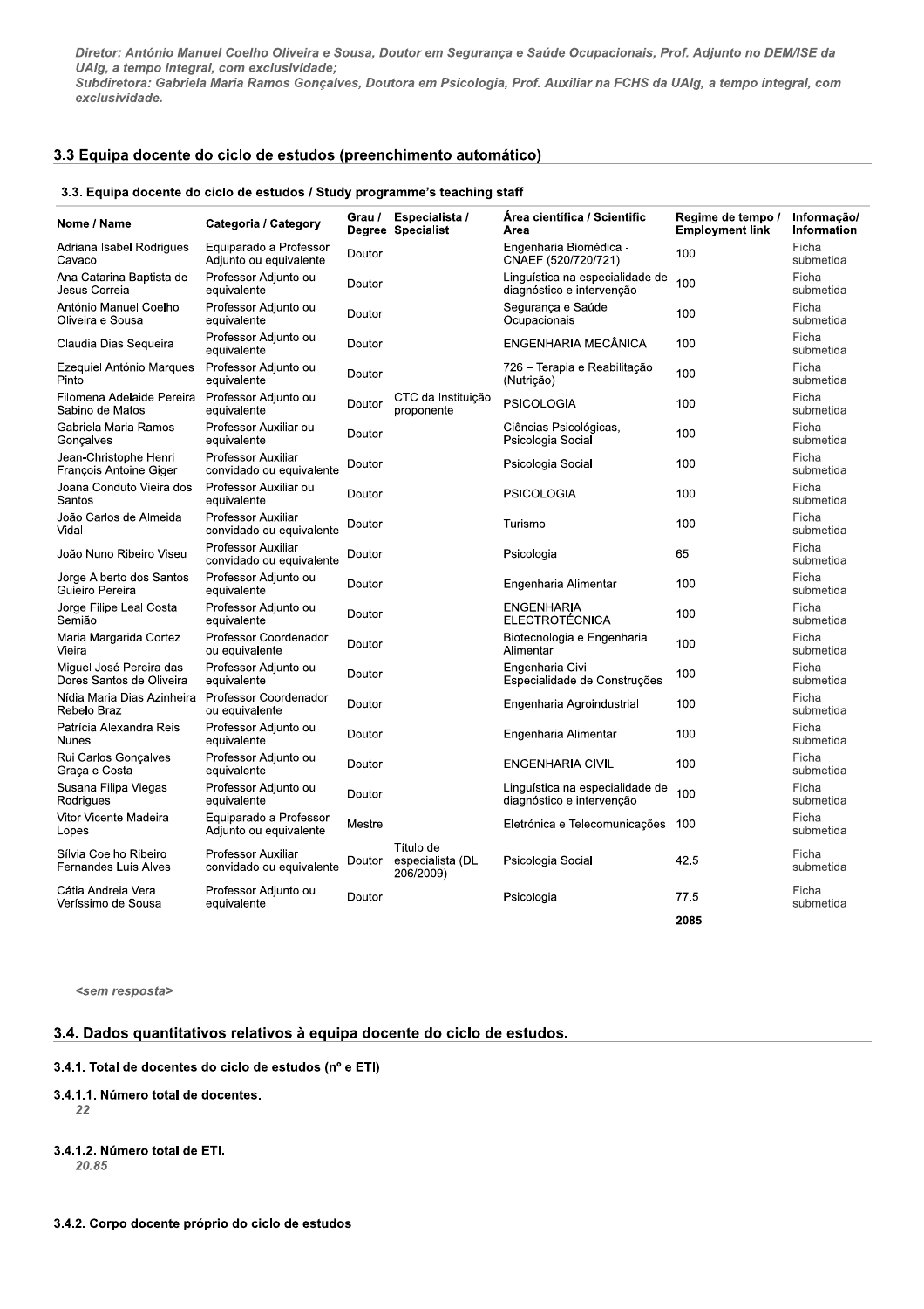*Diretor: António Manuel Coelho Oliveira e Sousa, Doutor em Segurança e Saúde Ocupacionais, Prof. Adjunto no DEM/ISE da UAlg, a tempo integral, com exclusividade;*
*Subdiretora: Gabriela Maria Ramos Gonçalves, Doutora em Psicologia, Prof. Auxiliar na FCHS da UAlg, a tempo integral, com exclusividade.*

## 3.3 Equipa docente do ciclo de estudos (preenchimento automático)

### 3.3. Equipa docente do ciclo de estudos / Study programme's teaching staff

| Nome / Name | Categoria / Category | Grau / Degree | Especialista / Specialist | Área científica / Scientific Area | Regime de tempo / Employment link | Informação/ Information |
|---|---|---|---|---|---|---|
| Adriana Isabel Rodrigues Cavaco | Equiparado a Professor Adjunto ou equivalente | Doutor | | Engenharia Biomédica - CNAEF (520/720/721) | 100 | Ficha submetida |
| Ana Catarina Baptista de Jesus Correia | Professor Adjunto ou equivalente | Doutor | | Linguística na especialidade de diagnóstico e intervenção | 100 | Ficha submetida |
| António Manuel Coelho Oliveira e Sousa | Professor Adjunto ou equivalente | Doutor | | Segurança e Saúde Ocupacionais | 100 | Ficha submetida |
| Claudia Dias Sequeira | Professor Adjunto ou equivalente | Doutor | | ENGENHARIA MECÂNICA | 100 | Ficha submetida |
| Ezequiel António Marques Pinto | Professor Adjunto ou equivalente | Doutor | | 726 – Terapia e Reabilitação (Nutrição) | 100 | Ficha submetida |
| Filomena Adelaide Pereira Sabino de Matos | Professor Adjunto ou equivalente | Doutor | CTC da Instituição proponente | PSICOLOGIA | 100 | Ficha submetida |
| Gabriela Maria Ramos Gonçalves | Professor Auxiliar ou equivalente | Doutor | | Ciências Psicológicas, Psicologia Social | 100 | Ficha submetida |
| Jean-Christophe Henri François Antoine Giger | Professor Auxiliar convidado ou equivalente | Doutor | | Psicologia Social | 100 | Ficha submetida |
| Joana Conduto Vieira dos Santos | Professor Auxiliar ou equivalente | Doutor | | PSICOLOGIA | 100 | Ficha submetida |
| João Carlos de Almeida Vidal | Professor Auxiliar convidado ou equivalente | Doutor | | Turismo | 100 | Ficha submetida |
| João Nuno Ribeiro Viseu | Professor Auxiliar convidado ou equivalente | Doutor | | Psicologia | 65 | Ficha submetida |
| Jorge Alberto dos Santos Guieiro Pereira | Professor Adjunto ou equivalente | Doutor | | Engenharia Alimentar | 100 | Ficha submetida |
| Jorge Filipe Leal Costa Semião | Professor Adjunto ou equivalente | Doutor | | ENGENHARIA ELECTROTÉCNICA | 100 | Ficha submetida |
| Maria Margarida Cortez Vieira | Professor Coordenador ou equivalente | Doutor | | Biotecnologia e Engenharia Alimentar | 100 | Ficha submetida |
| Miguel José Pereira das Dores Santos de Oliveira | Professor Adjunto ou equivalente | Doutor | | Engenharia Civil – Especialidade de Construções | 100 | Ficha submetida |
| Nídia Maria Dias Azinheira Rebelo Braz | Professor Coordenador ou equivalente | Doutor | | Engenharia Agroindustrial | 100 | Ficha submetida |
| Patrícia Alexandra Reis Nunes | Professor Adjunto ou equivalente | Doutor | | Engenharia Alimentar | 100 | Ficha submetida |
| Rui Carlos Gonçalves Graça e Costa | Professor Adjunto ou equivalente | Doutor | | ENGENHARIA CIVIL | 100 | Ficha submetida |
| Susana Filipa Viegas Rodrigues | Professor Adjunto ou equivalente | Doutor | | Linguística na especialidade de diagnóstico e intervenção | 100 | Ficha submetida |
| Vitor Vicente Madeira Lopes | Equiparado a Professor Adjunto ou equivalente | Mestre | | Eletrónica e Telecomunicações | 100 | Ficha submetida |
| Sílvia Coelho Ribeiro Fernandes Luís Alves | Professor Auxiliar convidado ou equivalente | Doutor | Título de especialista (DL 206/2009) | Psicologia Social | 42.5 | Ficha submetida |
| Cátia Andreia Vera Veríssimo de Sousa | Professor Adjunto ou equivalente | Doutor | | Psicologia | 77.5 | Ficha submetida |
| | | | | | **2085** | |

<sem resposta>

## 3.4. Dados quantitativos relativos à equipa docente do ciclo de estudos.

### 3.4.1. Total de docentes do ciclo de estudos (nº e ETI)

#### 3.4.1.1. Número total de docentes.

*22*

#### 3.4.1.2. Número total de ETI.

*20.85*

### 3.4.2. Corpo docente próprio do ciclo de estudos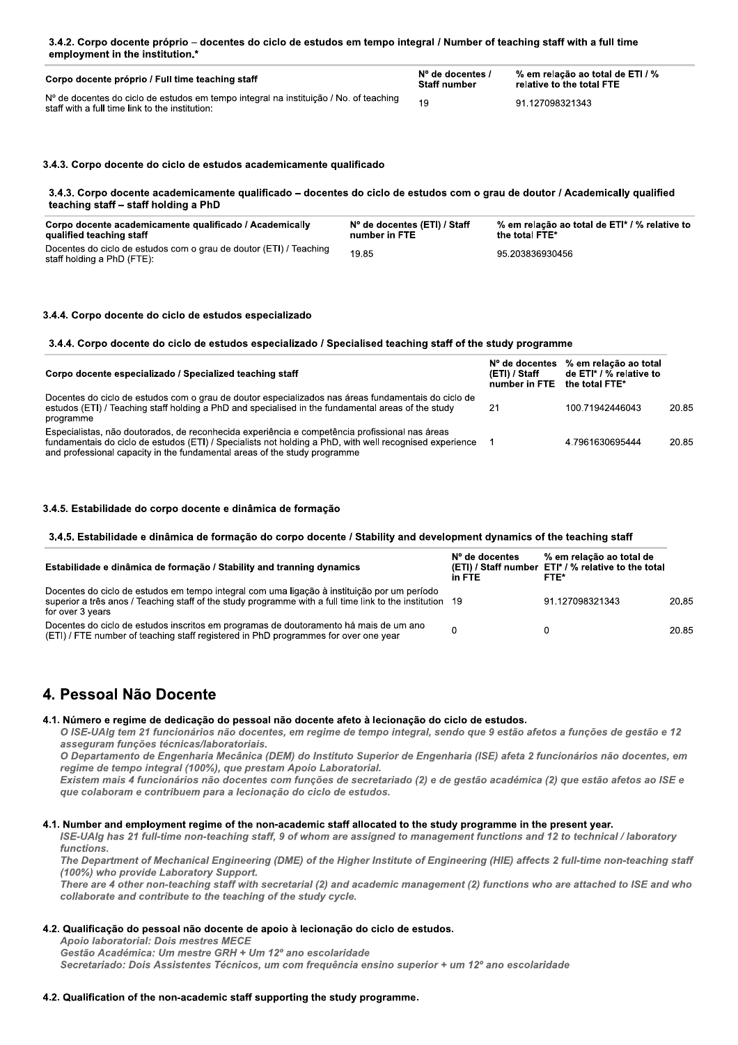#### 3.4.2. Corpo docente próprio – docentes do ciclo de estudos em tempo integral / Number of teaching staff with a full time employment in the institution.*

| Corpo docente próprio / Full time teaching staff | Nº de docentes / Staff number | % em relação ao total de ETI / % relative to the total FTE |
|---|---|---|
| Nº de docentes do ciclo de estudos em tempo integral na instituição / No. of teaching staff with a full time link to the institution: | 19 | 91.127098321343 |

### 3.4.3. Corpo docente do ciclo de estudos academicamente qualificado

#### 3.4.3. Corpo docente academicamente qualificado – docentes do ciclo de estudos com o grau de doutor / Academically qualified teaching staff – staff holding a PhD

| Corpo docente academicamente qualificado / Academically qualified teaching staff | Nº de docentes (ETI) / Staff number in FTE | % em relação ao total de ETI* / % relative to the total FTE* |
|---|---|---|
| Docentes do ciclo de estudos com o grau de doutor (ETI) / Teaching staff holding a PhD (FTE): | 19.85 | 95.203836930456 |

### 3.4.4. Corpo docente do ciclo de estudos especializado

#### 3.4.4. Corpo docente do ciclo de estudos especializado / Specialised teaching staff of the study programme

| Corpo docente especializado / Specialized teaching staff | Nº de docentes (ETI) / Staff number in FTE | % em relação ao total de ETI* / % relative to the total FTE* | |
|---|---|---|---|
| Docentes do ciclo de estudos com o grau de doutor especializados nas áreas fundamentais do ciclo de estudos (ETI) / Teaching staff holding a PhD and specialised in the fundamental areas of the study programme | 21 | 100.71942446043 | 20.85 |
| Especialistas, não doutorados, de reconhecida experiência e competência profissional nas áreas fundamentais do ciclo de estudos (ETI) / Specialists not holding a PhD, with well recognised experience and professional capacity in the fundamental areas of the study programme | 1 | 4.7961630695444 | 20.85 |

### 3.4.5. Estabilidade do corpo docente e dinâmica de formação

#### 3.4.5. Estabilidade e dinâmica de formação do corpo docente / Stability and development dynamics of the teaching staff

| Estabilidade e dinâmica de formação / Stability and tranning dynamics | Nº de docentes (ETI) / Staff number in FTE | % em relação ao total de ETI* / % relative to the total FTE* | |
|---|---|---|---|
| Docentes do ciclo de estudos em tempo integral com uma ligação à instituição por um período superior a três anos / Teaching staff of the study programme with a full time link to the institution for over 3 years | 19 | 91.127098321343 | 20.85 |
| Docentes do ciclo de estudos inscritos em programas de doutoramento há mais de um ano (ETI) / FTE number of teaching staff registered in PhD programmes for over one year | 0 | 0 | 20.85 |

# 4. Pessoal Não Docente

#### 4.1. Número e regime de dedicação do pessoal não docente afeto à lecionação do ciclo de estudos.

*O ISE-UAlg tem 21 funcionários não docentes, em regime de tempo integral, sendo que 9 estão afetos a funções de gestão e 12 asseguram funções técnicas/laboratoriais.*
*O Departamento de Engenharia Mecânica (DEM) do Instituto Superior de Engenharia (ISE) afeta 2 funcionários não docentes, em regime de tempo integral (100%), que prestam Apoio Laboratorial.*
*Existem mais 4 funcionários não docentes com funções de secretariado (2) e de gestão académica (2) que estão afetos ao ISE e que colaboram e contribuem para a lecionação do ciclo de estudos.*

#### 4.1. Number and employment regime of the non-academic staff allocated to the study programme in the present year.

*ISE-UAlg has 21 full-time non-teaching staff, 9 of whom are assigned to management functions and 12 to technical / laboratory functions.*
*The Department of Mechanical Engineering (DME) of the Higher Institute of Engineering (HIE) affects 2 full-time non-teaching staff (100%) who provide Laboratory Support.*
*There are 4 other non-teaching staff with secretarial (2) and academic management (2) functions who are attached to ISE and who collaborate and contribute to the teaching of the study cycle.*

#### 4.2. Qualificação do pessoal não docente de apoio à lecionação do ciclo de estudos.

*Apoio laboratorial: Dois mestres MECE*
*Gestão Académica: Um mestre GRH + Um 12º ano escolaridade*
*Secretariado: Dois Assistentes Técnicos, um com frequência ensino superior + um 12º ano escolaridade*

#### 4.2. Qualification of the non-academic staff supporting the study programme.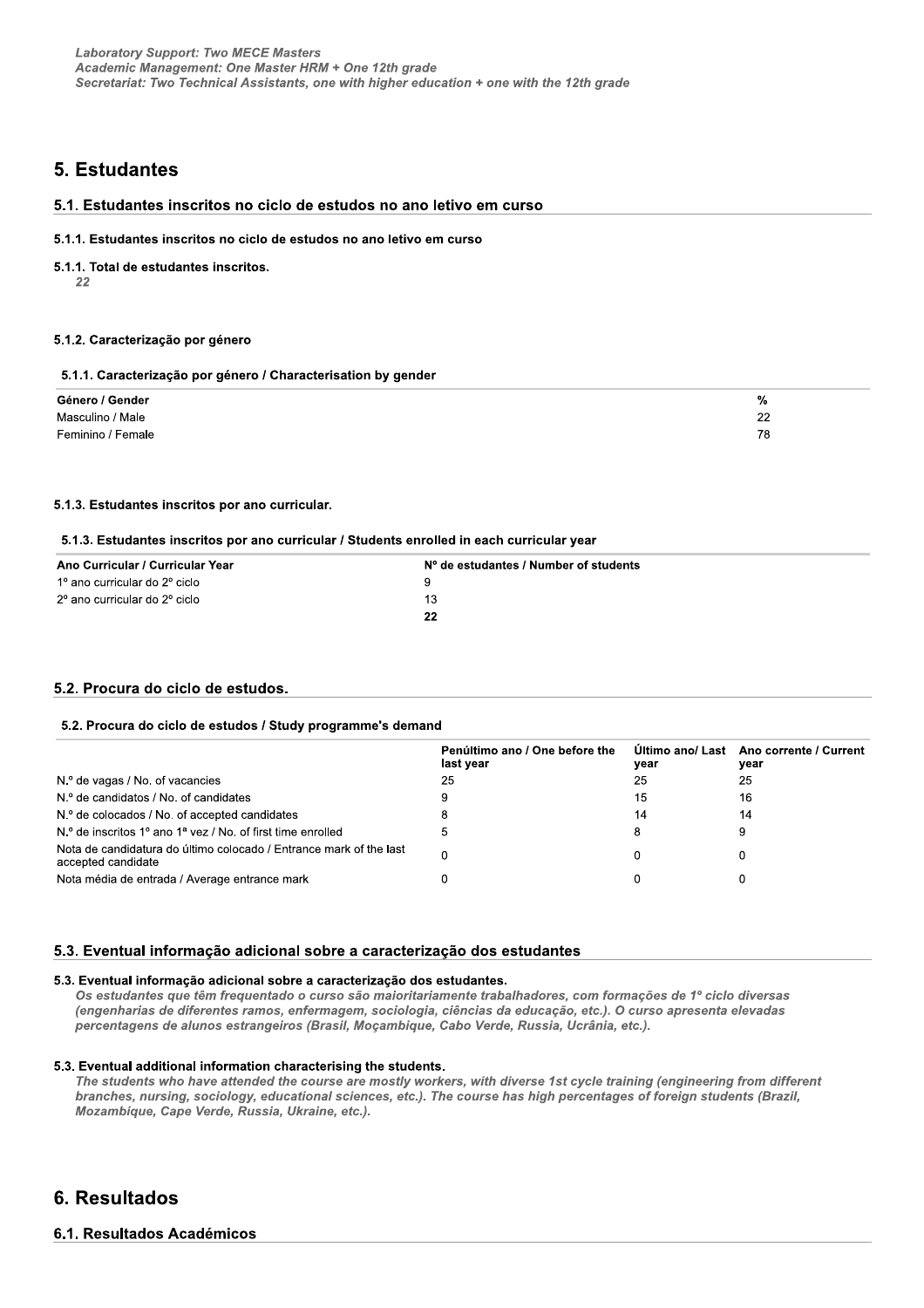*Laboratory Support: Two MECE Masters*
*Academic Management: One Master HRM + One 12th grade*
*Secretariat: Two Technical Assistants, one with higher education + one with the 12th grade*

# 5. Estudantes

## 5.1. Estudantes inscritos no ciclo de estudos no ano letivo em curso

#### 5.1.1. Estudantes inscritos no ciclo de estudos no ano letivo em curso

#### 5.1.1. Total de estudantes inscritos.

*22*

#### 5.1.2. Caracterização por género

#### 5.1.1. Caracterização por género / Characterisation by gender

| Género / Gender | % |
|---|---|
| Masculino / Male | 22 |
| Feminino / Female | 78 |

#### 5.1.3. Estudantes inscritos por ano curricular.

#### 5.1.3. Estudantes inscritos por ano curricular / Students enrolled in each curricular year

| Ano Curricular / Curricular Year | Nº de estudantes / Number of students |
|---|---|
| 1º ano curricular do 2º ciclo | 9 |
| 2º ano curricular do 2º ciclo | 13 |
| | **22** |

## 5.2. Procura do ciclo de estudos.

#### 5.2. Procura do ciclo de estudos / Study programme's demand

| | Penúltimo ano / One before the last year | Último ano/ Last year | Ano corrente / Current year |
|---|---|---|---|
| N.º de vagas / No. of vacancies | 25 | 25 | 25 |
| N.º de candidatos / No. of candidates | 9 | 15 | 16 |
| N.º de colocados / No. of accepted candidates | 8 | 14 | 14 |
| N.º de inscritos 1º ano 1ª vez / No. of first time enrolled | 5 | 8 | 9 |
| Nota de candidatura do último colocado / Entrance mark of the last accepted candidate | 0 | 0 | 0 |
| Nota média de entrada / Average entrance mark | 0 | 0 | 0 |

## 5.3. Eventual informação adicional sobre a caracterização dos estudantes

#### 5.3. Eventual informação adicional sobre a caracterização dos estudantes.

*Os estudantes que têm frequentado o curso são maioritariamente trabalhadores, com formações de 1º ciclo diversas (engenharias de diferentes ramos, enfermagem, sociologia, ciências da educação, etc.). O curso apresenta elevadas percentagens de alunos estrangeiros (Brasil, Moçambique, Cabo Verde, Russia, Ucrânia, etc.).*

#### 5.3. Eventual additional information characterising the students.

*The students who have attended the course are mostly workers, with diverse 1st cycle training (engineering from different branches, nursing, sociology, educational sciences, etc.). The course has high percentages of foreign students (Brazil, Mozambique, Cape Verde, Russia, Ukraine, etc.).*

# 6. Resultados

## 6.1. Resultados Académicos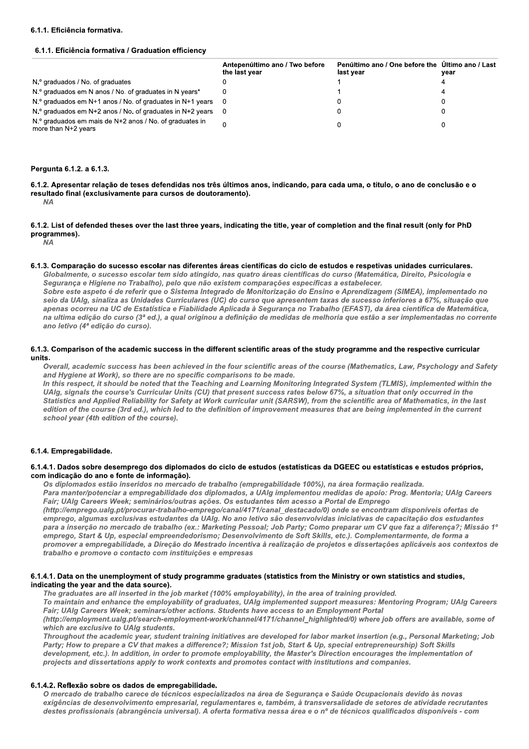#### 6.1.1. Eficiência formativa.

#### 6.1.1. Eficiência formativa / Graduation efficiency

| | Antepenúltimo ano / Two before the last year | Penúltimo ano / One before the last year | Último ano / Last year |
|---|---|---|---|
| N.º graduados / No. of graduates | 0 | 1 | 4 |
| N.º graduados em N anos / No. of graduates in N years* | 0 | 1 | 4 |
| N.º graduados em N+1 anos / No. of graduates in N+1 years | 0 | 0 | 0 |
| N.º graduados em N+2 anos / No. of graduates in N+2 years | 0 | 0 | 0 |
| N.º graduados em mais de N+2 anos / No. of graduates in more than N+2 years | 0 | 0 | 0 |

**Pergunta 6.1.2. a 6.1.3.**

**6.1.2. Apresentar relação de teses defendidas nos três últimos anos, indicando, para cada uma, o título, o ano de conclusão e o resultado final (exclusivamente para cursos de doutoramento).**

*NA*

**6.1.2. List of defended theses over the last three years, indicating the title, year of completion and the final result (only for PhD programmes).**

*NA*

**6.1.3. Comparação do sucesso escolar nas diferentes áreas científicas do ciclo de estudos e respetivas unidades curriculares.**

*Globalmente, o sucesso escolar tem sido atingido, nas quatro áreas científicas do curso (Matemática, Direito, Psicologia e Segurança e Higiene no Trabalho), pelo que não existem comparações específicas a estabelecer.*
*Sobre este aspeto é de referir que o Sistema Integrado de Monitorização do Ensino e Aprendizagem (SIMEA), implementado no seio da UAlg, sinaliza as Unidades Curriculares (UC) do curso que apresentem taxas de sucesso inferiores a 67%, situação que apenas ocorreu na UC de Estatística e Fiabilidade Aplicada à Segurança no Trabalho (EFAST), da área científica de Matemática, na ultima edição do curso (3ª ed.), a qual originou a definição de medidas de melhoria que estão a ser implementadas no corrente ano letivo (4ª edição do curso).*

**6.1.3. Comparison of the academic success in the different scientific areas of the study programme and the respective curricular units.**

*Overall, academic success has been achieved in the four scientific areas of the course (Mathematics, Law, Psychology and Safety and Hygiene at Work), so there are no specific comparisons to be made.*
*In this respect, it should be noted that the Teaching and Learning Monitoring Integrated System (TLMIS), implemented within the UAlg, signals the course's Curricular Units (CU) that present success rates below 67%, a situation that only occurred in the Statistics and Applied Reliability for Safety at Work curricular unit (SARSW), from the scientific area of Mathematics, in the last edition of the course (3rd ed.), which led to the definition of improvement measures that are being implemented in the current school year (4th edition of the course).*

#### 6.1.4. Empregabilidade.

**6.1.4.1. Dados sobre desemprego dos diplomados do ciclo de estudos (estatísticas da DGEEC ou estatísticas e estudos próprios, com indicação do ano e fonte de informação).**

*Os diplomados estão inseridos no mercado de trabalho (empregabilidade 100%), na área formação realizada.*
*Para manter/potenciar a empregabilidade dos diplomados, a UAlg implementou medidas de apoio: Prog. Mentoria; UAlg Careers Fair; UAlg Careers Week; seminários/outras ações. Os estudantes têm acesso a Portal de Emprego (http://emprego.ualg.pt/procurar-trabalho-emprego/canal/4171/canal_destacado/0) onde se encontram disponíveis ofertas de emprego, algumas exclusivas estudantes da UAlg. No ano letivo são desenvolvidas iniciativas de capacitação dos estudantes para a inserção no mercado de trabalho (ex.: Marketing Pessoal; Job Party; Como preparar um CV que faz a diferença?; Missão 1º emprego, Start & Up, especial empreendedorismo; Desenvolvimento de Soft Skills, etc.). Complementarmente, de forma a promover a empregabilidade, a Direção do Mestrado incentiva à realização de projetos e dissertações aplicáveis aos contextos de trabalho e promove o contacto com instituições e empresas*

**6.1.4.1. Data on the unemployment of study programme graduates (statistics from the Ministry or own statistics and studies, indicating the year and the data source).**

*The graduates are all inserted in the job market (100% employability), in the area of training provided.*
*To maintain and enhance the employability of graduates, UAlg implemented support measures: Mentoring Program; UAlg Careers Fair; UAlg Careers Week; seminars/other actions. Students have access to an Employment Portal (http://employment.ualg.pt/search-employment-work/channel/4171/channel_highlighted/0) where job offers are available, some of which are exclusive to UAlg students.*
*Throughout the academic year, student training initiatives are developed for labor market insertion (e.g., Personal Marketing; Job Party; How to prepare a CV that makes a difference?; Mission 1st job, Start & Up, special entrepreneurship) Soft Skills development, etc.). In addition, in order to promote employability, the Master's Direction encourages the implementation of projects and dissertations apply to work contexts and promotes contact with institutions and companies.*

**6.1.4.2. Reflexão sobre os dados de empregabilidade.**

*O mercado de trabalho carece de técnicos especializados na área de Segurança e Saúde Ocupacionais devido às novas exigências de desenvolvimento empresarial, regulamentares e, também, à transversalidade de setores de atividade recrutantes destes profissionais (abrangência universal). A oferta formativa nessa área e o nº de técnicos qualificados disponíveis - com*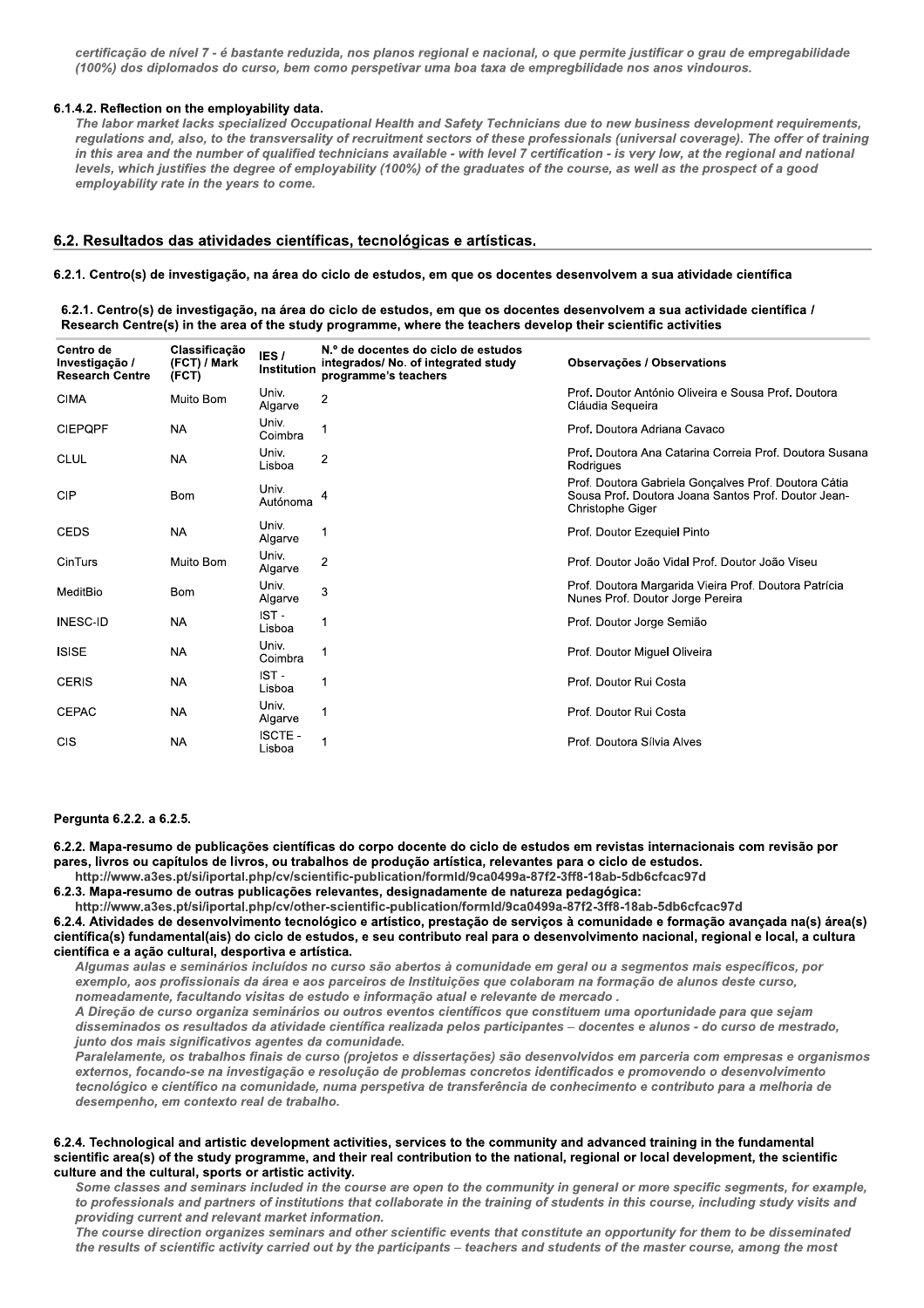*certificação de nível 7 - é bastante reduzida, nos planos regional e nacional, o que permite justificar o grau de empregabilidade (100%) dos diplomados do curso, bem como perspetivar uma boa taxa de empregbilidade nos anos vindouros.*

**6.1.4.2. Reflection on the employability data.**

*The labor market lacks specialized Occupational Health and Safety Technicians due to new business development requirements, regulations and, also, to the transversality of recruitment sectors of these professionals (universal coverage). The offer of training in this area and the number of qualified technicians available - with level 7 certification - is very low, at the regional and national levels, which justifies the degree of employability (100%) of the graduates of the course, as well as the prospect of a good employability rate in the years to come.*

## 6.2. Resultados das atividades científicas, tecnológicas e artísticas.

**6.2.1. Centro(s) de investigação, na área do ciclo de estudos, em que os docentes desenvolvem a sua atividade científica**

**6.2.1. Centro(s) de investigação, na área do ciclo de estudos, em que os docentes desenvolvem a sua actividade científica / Research Centre(s) in the area of the study programme, where the teachers develop their scientific activities**

| Centro de Investigação / Research Centre | Classificação (FCT) / Mark (FCT) | IES / Institution | N.º de docentes do ciclo de estudos integrados/ No. of integrated study programme's teachers | Observações / Observations |
|---|---|---|---|---|
| CIMA | Muito Bom | Univ. Algarve | 2 | Prof. Doutor António Oliveira e Sousa Prof. Doutora Cláudia Sequeira |
| CIEPQPF | NA | Univ. Coimbra | 1 | Prof. Doutora Adriana Cavaco |
| CLUL | NA | Univ. Lisboa | 2 | Prof. Doutora Ana Catarina Correia Prof. Doutora Susana Rodrigues |
| CIP | Bom | Univ. Autónoma | 4 | Prof. Doutora Gabriela Gonçalves Prof. Doutora Cátia Sousa Prof. Doutora Joana Santos Prof. Doutor Jean-Christophe Giger |
| CEDS | NA | Univ. Algarve | 1 | Prof. Doutor Ezequiel Pinto |
| CinTurs | Muito Bom | Univ. Algarve | 2 | Prof. Doutor João Vidal Prof. Doutor João Viseu |
| MeditBio | Bom | Univ. Algarve | 3 | Prof. Doutora Margarida Vieira Prof. Doutora Patrícia Nunes Prof. Doutor Jorge Pereira |
| INESC-ID | NA | IST - Lisboa | 1 | Prof. Doutor Jorge Semião |
| ISISE | NA | Univ. Coimbra | 1 | Prof. Doutor Miguel Oliveira |
| CERIS | NA | IST - Lisboa | 1 | Prof. Doutor Rui Costa |
| CEPAC | NA | Univ. Algarve | 1 | Prof. Doutor Rui Costa |
| CIS | NA | ISCTE - Lisboa | 1 | Prof. Doutora Sílvia Alves |

**Pergunta 6.2.2. a 6.2.5.**

**6.2.2. Mapa-resumo de publicações científicas do corpo docente do ciclo de estudos em revistas internacionais com revisão por pares, livros ou capítulos de livros, ou trabalhos de produção artística, relevantes para o ciclo de estudos.**

http://www.a3es.pt/si/iportal.php/cv/scientific-publication/formId/9ca0499a-87f2-3ff8-18ab-5db6cfcac97d

**6.2.3. Mapa-resumo de outras publicações relevantes, designadamente de natureza pedagógica:**

http://www.a3es.pt/si/iportal.php/cv/other-scientific-publication/formId/9ca0499a-87f2-3ff8-18ab-5db6cfcac97d

**6.2.4. Atividades de desenvolvimento tecnológico e artístico, prestação de serviços à comunidade e formação avançada na(s) área(s) científica(s) fundamental(ais) do ciclo de estudos, e seu contributo real para o desenvolvimento nacional, regional e local, a cultura científica e a ação cultural, desportiva e artística.**

*Algumas aulas e seminários incluídos no curso são abertos à comunidade em geral ou a segmentos mais específicos, por exemplo, aos profissionais da área e aos parceiros de Instituições que colaboram na formação de alunos deste curso, nomeadamente, facultando visitas de estudo e informação atual e relevante de mercado .*

*A Direção de curso organiza seminários ou outros eventos científicos que constituem uma oportunidade para que sejam disseminados os resultados da atividade científica realizada pelos participantes – docentes e alunos - do curso de mestrado, junto dos mais significativos agentes da comunidade.*

*Paralelamente, os trabalhos finais de curso (projetos e dissertações) são desenvolvidos em parceria com empresas e organismos externos, focando-se na investigação e resolução de problemas concretos identificados e promovendo o desenvolvimento tecnológico e científico na comunidade, numa perspetiva de transferência de conhecimento e contributo para a melhoria de desempenho, em contexto real de trabalho.*

**6.2.4. Technological and artistic development activities, services to the community and advanced training in the fundamental scientific area(s) of the study programme, and their real contribution to the national, regional or local development, the scientific culture and the cultural, sports or artistic activity.**

*Some classes and seminars included in the course are open to the community in general or more specific segments, for example, to professionals and partners of institutions that collaborate in the training of students in this course, including study visits and providing current and relevant market information.*

*The course direction organizes seminars and other scientific events that constitute an opportunity for them to be disseminated the results of scientific activity carried out by the participants – teachers and students of the master course, among the most*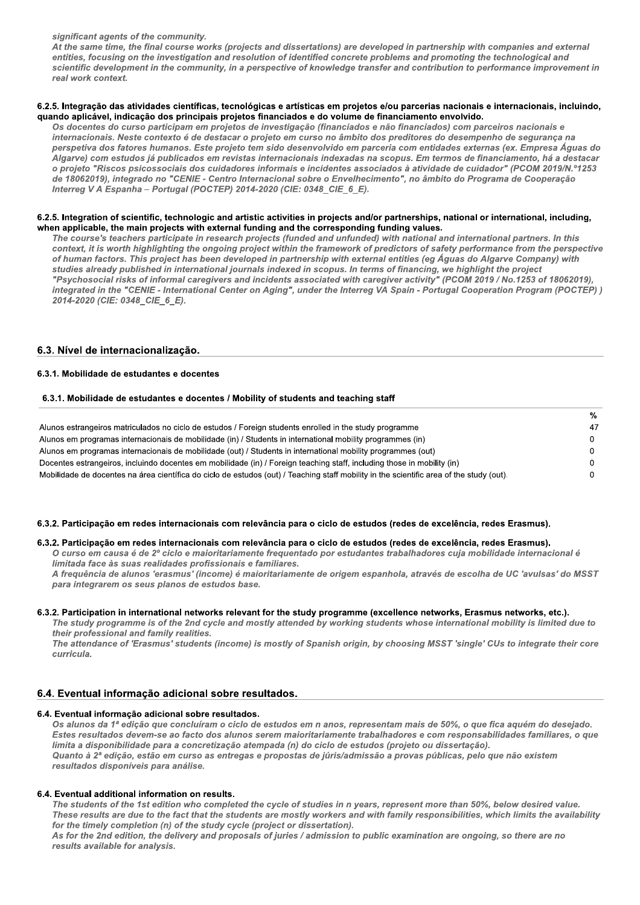*significant agents of the community.*
*At the same time, the final course works (projects and dissertations) are developed in partnership with companies and external entities, focusing on the investigation and resolution of identified concrete problems and promoting the technological and scientific development in the community, in a perspective of knowledge transfer and contribution to performance improvement in real work context.*

**6.2.5. Integração das atividades científicas, tecnológicas e artísticas em projetos e/ou parcerias nacionais e internacionais, incluindo, quando aplicável, indicação dos principais projetos financiados e do volume de financiamento envolvido.**

*Os docentes do curso participam em projetos de investigação (financiados e não financiados) com parceiros nacionais e internacionais. Neste contexto é de destacar o projeto em curso no âmbito dos preditores do desempenho de segurança na perspetiva dos fatores humanos. Este projeto tem sido desenvolvido em parceria com entidades externas (ex. Empresa Águas do Algarve) com estudos já publicados em revistas internacionais indexadas na scopus. Em termos de financiamento, há a destacar o projeto "Riscos psicossociais dos cuidadores informais e incidentes associados à atividade de cuidador" (PCOM 2019/N.º1253 de 18062019), integrado no "CENIE - Centro Internacional sobre o Envelhecimento", no âmbito do Programa de Cooperação Interreg V A Espanha – Portugal (POCTEP) 2014-2020 (CIE: 0348_CIE_6_E).*

**6.2.5. Integration of scientific, technologic and artistic activities in projects and/or partnerships, national or international, including, when applicable, the main projects with external funding and the corresponding funding values.**

*The course's teachers participate in research projects (funded and unfunded) with national and international partners. In this context, it is worth highlighting the ongoing project within the framework of predictors of safety performance from the perspective of human factors. This project has been developed in partnership with external entities (eg Águas do Algarve Company) with studies already published in international journals indexed in scopus. In terms of financing, we highlight the project "Psychosocial risks of informal caregivers and incidents associated with caregiver activity" (PCOM 2019 / No.1253 of 18062019), integrated in the "CENIE - International Center on Aging", under the Interreg VA Spain - Portugal Cooperation Program (POCTEP) ) 2014-2020 (CIE: 0348_CIE_6_E).*

## 6.3. Nível de internacionalização.

### 6.3.1. Mobilidade de estudantes e docentes

#### 6.3.1. Mobilidade de estudantes e docentes / Mobility of students and teaching staff

| | % |
|---|---|
| Alunos estrangeiros matriculados no ciclo de estudos / Foreign students enrolled in the study programme | 47 |
| Alunos em programas internacionais de mobilidade (in) / Students in international mobility programmes (in) | 0 |
| Alunos em programas internacionais de mobilidade (out) / Students in international mobility programmes (out) | 0 |
| Docentes estrangeiros, incluindo docentes em mobilidade (in) / Foreign teaching staff, including those in mobility (in) | 0 |
| Mobilidade de docentes na área científica do ciclo de estudos (out) / Teaching staff mobility in the scientific area of the study (out). | 0 |

**6.3.2. Participação em redes internacionais com relevância para o ciclo de estudos (redes de excelência, redes Erasmus).**

**6.3.2. Participação em redes internacionais com relevância para o ciclo de estudos (redes de excelência, redes Erasmus).**

*O curso em causa é de 2º ciclo e maioritariamente frequentado por estudantes trabalhadores cuja mobilidade internacional é limitada face às suas realidades profissionais e familiares.*
*A frequência de alunos 'erasmus' (income) é maioritariamente de origem espanhola, através de escolha de UC 'avulsas' do MSST para integrarem os seus planos de estudos base.*

**6.3.2. Participation in international networks relevant for the study programme (excellence networks, Erasmus networks, etc.).**

*The study programme is of the 2nd cycle and mostly attended by working students whose international mobility is limited due to their professional and family realities.*
*The attendance of 'Erasmus' students (income) is mostly of Spanish origin, by choosing MSST 'single' CUs to integrate their core curricula.*

## 6.4. Eventual informação adicional sobre resultados.

**6.4. Eventual informação adicional sobre resultados.**

*Os alunos da 1ª edição que concluíram o ciclo de estudos em n anos, representam mais de 50%, o que fica aquém do desejado. Estes resultados devem-se ao facto dos alunos serem maioritariamente trabalhadores e com responsabilidades familiares, o que limita a disponibilidade para a concretização atempada (n) do ciclo de estudos (projeto ou dissertação).*
*Quanto à 2ª edição, estão em curso as entregas e propostas de júris/admissão a provas públicas, pelo que não existem resultados disponíveis para análise.*

**6.4. Eventual additional information on results.**

*The students of the 1st edition who completed the cycle of studies in n years, represent more than 50%, below desired value. These results are due to the fact that the students are mostly workers and with family responsibilities, which limits the availability for the timely completion (n) of the study cycle (project or dissertation).*
*As for the 2nd edition, the delivery and proposals of juries / admission to public examination are ongoing, so there are no results available for analysis.*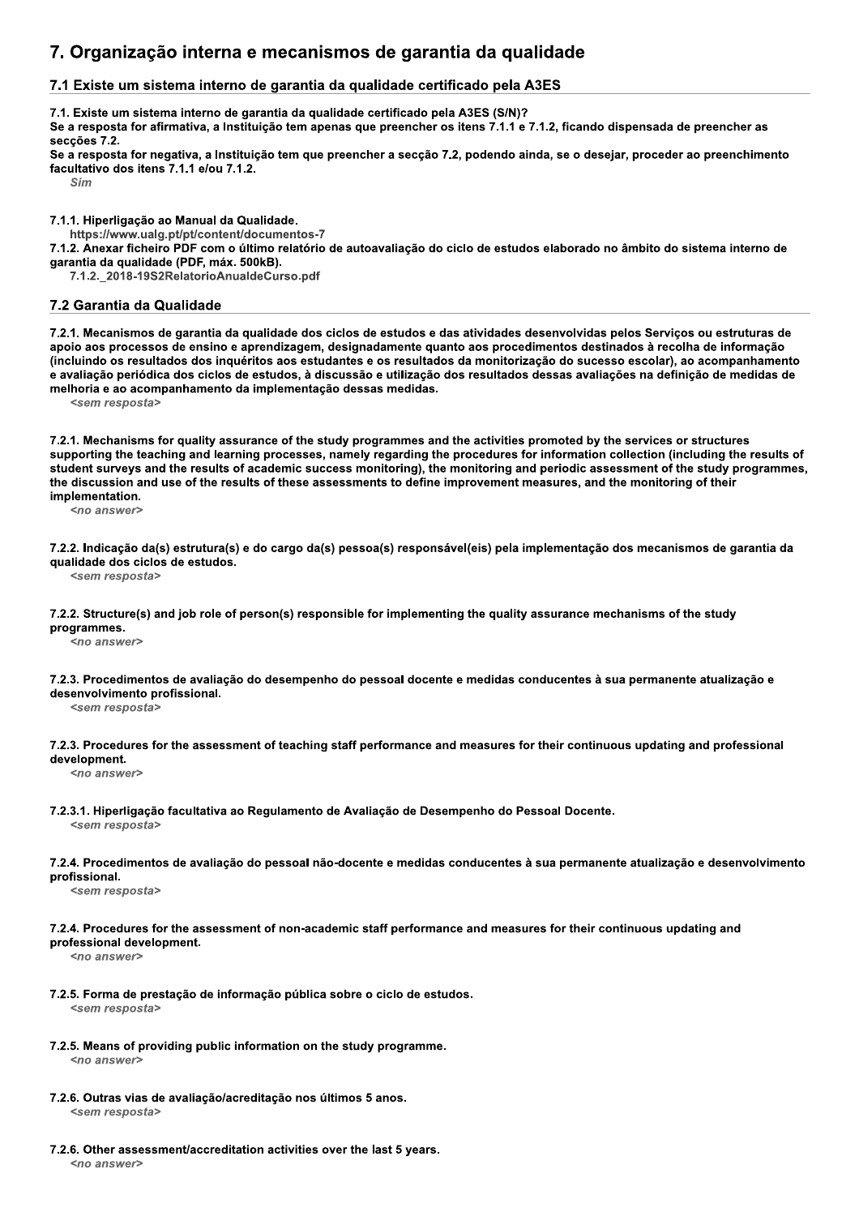# 7. Organização interna e mecanismos de garantia da qualidade

## 7.1 Existe um sistema interno de garantia da qualidade certificado pela A3ES

**7.1. Existe um sistema interno de garantia da qualidade certificado pela A3ES (S/N)?**
**Se a resposta for afirmativa, a Instituição tem apenas que preencher os itens 7.1.1 e 7.1.2, ficando dispensada de preencher as secções 7.2.**
**Se a resposta for negativa, a Instituição tem que preencher a secção 7.2, podendo ainda, se o desejar, proceder ao preenchimento facultativo dos itens 7.1.1 e/ou 7.1.2.**

*Sim*

**7.1.1. Hiperligação ao Manual da Qualidade.**

https://www.ualg.pt/pt/content/documentos-7

**7.1.2. Anexar ficheiro PDF com o último relatório de autoavaliação do ciclo de estudos elaborado no âmbito do sistema interno de garantia da qualidade (PDF, máx. 500kB).**

7.1.2._2018-19S2RelatorioAnualdeCurso.pdf

## 7.2 Garantia da Qualidade

**7.2.1. Mecanismos de garantia da qualidade dos ciclos de estudos e das atividades desenvolvidas pelos Serviços ou estruturas de apoio aos processos de ensino e aprendizagem, designadamente quanto aos procedimentos destinados à recolha de informação (incluindo os resultados dos inquéritos aos estudantes e os resultados da monitorização do sucesso escolar), ao acompanhamento e avaliação periódica dos ciclos de estudos, à discussão e utilização dos resultados dessas avaliações na definição de medidas de melhoria e ao acompanhamento da implementação dessas medidas.**

*<sem resposta>*

**7.2.1. Mechanisms for quality assurance of the study programmes and the activities promoted by the services or structures supporting the teaching and learning processes, namely regarding the procedures for information collection (including the results of student surveys and the results of academic success monitoring), the monitoring and periodic assessment of the study programmes, the discussion and use of the results of these assessments to define improvement measures, and the monitoring of their implementation.**

*<no answer>*

**7.2.2. Indicação da(s) estrutura(s) e do cargo da(s) pessoa(s) responsável(eis) pela implementação dos mecanismos de garantia da qualidade dos ciclos de estudos.**

*<sem resposta>*

**7.2.2. Structure(s) and job role of person(s) responsible for implementing the quality assurance mechanisms of the study programmes.**

*<no answer>*

**7.2.3. Procedimentos de avaliação do desempenho do pessoal docente e medidas conducentes à sua permanente atualização e desenvolvimento profissional.**

*<sem resposta>*

**7.2.3. Procedures for the assessment of teaching staff performance and measures for their continuous updating and professional development.**

*<no answer>*

**7.2.3.1. Hiperligação facultativa ao Regulamento de Avaliação de Desempenho do Pessoal Docente.**

*<sem resposta>*

**7.2.4. Procedimentos de avaliação do pessoal não-docente e medidas conducentes à sua permanente atualização e desenvolvimento profissional.**

*<sem resposta>*

**7.2.4. Procedures for the assessment of non-academic staff performance and measures for their continuous updating and professional development.**

*<no answer>*

**7.2.5. Forma de prestação de informação pública sobre o ciclo de estudos.**

*<sem resposta>*

**7.2.5. Means of providing public information on the study programme.**

*<no answer>*

**7.2.6. Outras vias de avaliação/acreditação nos últimos 5 anos.**

*<sem resposta>*

**7.2.6. Other assessment/accreditation activities over the last 5 years.**

*<no answer>*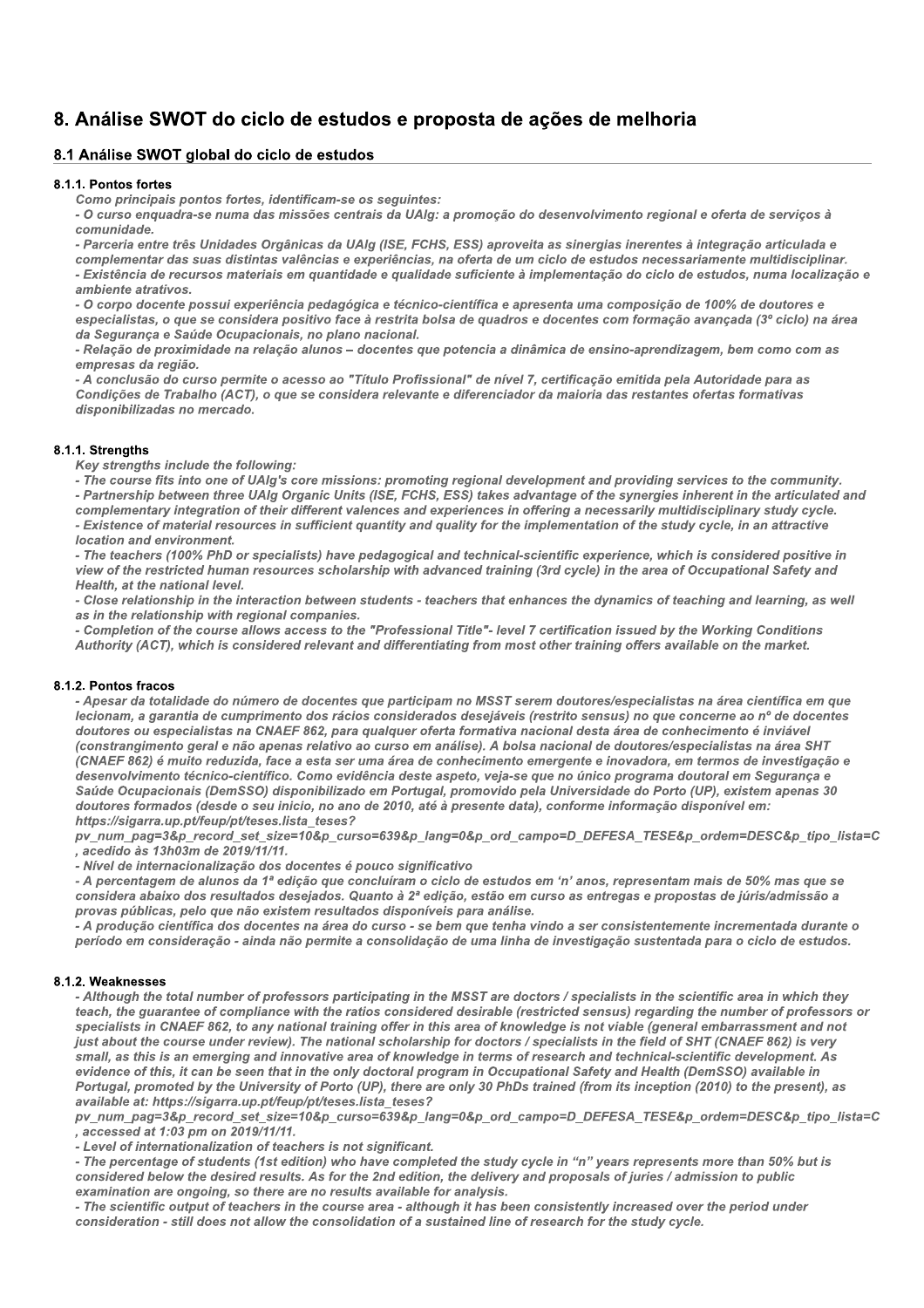# 8. Análise SWOT do ciclo de estudos e proposta de ações de melhoria

## 8.1 Análise SWOT global do ciclo de estudos

### 8.1.1. Pontos fortes

*Como principais pontos fortes, identificam-se os seguintes:*
*- O curso enquadra-se numa das missões centrais da UAlg: a promoção do desenvolvimento regional e oferta de serviços à comunidade.*
*- Parceria entre três Unidades Orgânicas da UAlg (ISE, FCHS, ESS) aproveita as sinergias inerentes à integração articulada e complementar das suas distintas valências e experiências, na oferta de um ciclo de estudos necessariamente multidisciplinar.*
*- Existência de recursos materiais em quantidade e qualidade suficiente à implementação do ciclo de estudos, numa localização e ambiente atrativos.*
*- O corpo docente possui experiência pedagógica e técnico-científica e apresenta uma composição de 100% de doutores e especialistas, o que se considera positivo face à restrita bolsa de quadros e docentes com formação avançada (3º ciclo) na área da Segurança e Saúde Ocupacionais, no plano nacional.*
*- Relação de proximidade na relação alunos – docentes que potencia a dinâmica de ensino-aprendizagem, bem como com as empresas da região.*
*- A conclusão do curso permite o acesso ao "Título Profissional" de nível 7, certificação emitida pela Autoridade para as Condições de Trabalho (ACT), o que se considera relevante e diferenciador da maioria das restantes ofertas formativas disponibilizadas no mercado.*

### 8.1.1. Strengths

*Key strengths include the following:*
*- The course fits into one of UAlg's core missions: promoting regional development and providing services to the community.*
*- Partnership between three UAlg Organic Units (ISE, FCHS, ESS) takes advantage of the synergies inherent in the articulated and complementary integration of their different valences and experiences in offering a necessarily multidisciplinary study cycle.*
*- Existence of material resources in sufficient quantity and quality for the implementation of the study cycle, in an attractive location and environment.*
*- The teachers (100% PhD or specialists) have pedagogical and technical-scientific experience, which is considered positive in view of the restricted human resources scholarship with advanced training (3rd cycle) in the area of Occupational Safety and Health, at the national level.*
*- Close relationship in the interaction between students - teachers that enhances the dynamics of teaching and learning, as well as in the relationship with regional companies.*
*- Completion of the course allows access to the "Professional Title"- level 7 certification issued by the Working Conditions Authority (ACT), which is considered relevant and differentiating from most other training offers available on the market.*

### 8.1.2. Pontos fracos

*- Apesar da totalidade do número de docentes que participam no MSST serem doutores/especialistas na área científica em que lecionam, a garantia de cumprimento dos rácios considerados desejáveis (restrito sensus) no que concerne ao nº de docentes doutores ou especialistas na CNAEF 862, para qualquer oferta formativa nacional desta área de conhecimento é inviável (constrangimento geral e não apenas relativo ao curso em análise). A bolsa nacional de doutores/especialistas na área SHT (CNAEF 862) é muito reduzida, face a esta ser uma área de conhecimento emergente e inovadora, em termos de investigação e desenvolvimento técnico-científico. Como evidência deste aspeto, veja-se que no único programa doutoral em Segurança e Saúde Ocupacionais (DemSSO) disponibilizado em Portugal, promovido pela Universidade do Porto (UP), existem apenas 30 doutores formados (desde o seu inicio, no ano de 2010, até à presente data), conforme informação disponível em: https://sigarra.up.pt/feup/pt/teses.lista_teses?pv_num_pag=3&p_record_set_size=10&p_curso=639&p_lang=0&p_ord_campo=D_DEFESA_TESE&p_ordem=DESC&p_tipo_lista=C , acedido às 13h03m de 2019/11/11.*
*- Nível de internacionalização dos docentes é pouco significativo*
*- A percentagem de alunos da 1ª edição que concluíram o ciclo de estudos em 'n' anos, representam mais de 50% mas que se considera abaixo dos resultados desejados. Quanto à 2ª edição, estão em curso as entregas e propostas de júris/admissão a provas públicas, pelo que não existem resultados disponíveis para análise.*
*- A produção científica dos docentes na área do curso - se bem que tenha vindo a ser consistentemente incrementada durante o período em consideração - ainda não permite a consolidação de uma linha de investigação sustentada para o ciclo de estudos.*

### 8.1.2. Weaknesses

*- Although the total number of professors participating in the MSST are doctors / specialists in the scientific area in which they teach, the guarantee of compliance with the ratios considered desirable (restricted sensus) regarding the number of professors or specialists in CNAEF 862, to any national training offer in this area of knowledge is not viable (general embarrassment and not just about the course under review). The national scholarship for doctors / specialists in the field of SHT (CNAEF 862) is very small, as this is an emerging and innovative area of knowledge in terms of research and technical-scientific development. As evidence of this, it can be seen that in the only doctoral program in Occupational Safety and Health (DemSSO) available in Portugal, promoted by the University of Porto (UP), there are only 30 PhDs trained (from its inception (2010) to the present), as available at: https://sigarra.up.pt/feup/pt/teses.lista_teses?pv_num_pag=3&p_record_set_size=10&p_curso=639&p_lang=0&p_ord_campo=D_DEFESA_TESE&p_ordem=DESC&p_tipo_lista=C , accessed at 1:03 pm on 2019/11/11.*
*- Level of internationalization of teachers is not significant.*
*- The percentage of students (1st edition) who have completed the study cycle in "n" years represents more than 50% but is considered below the desired results. As for the 2nd edition, the delivery and proposals of juries / admission to public examination are ongoing, so there are no results available for analysis.*
*- The scientific output of teachers in the course area - although it has been consistently increased over the period under consideration - still does not allow the consolidation of a sustained line of research for the study cycle.*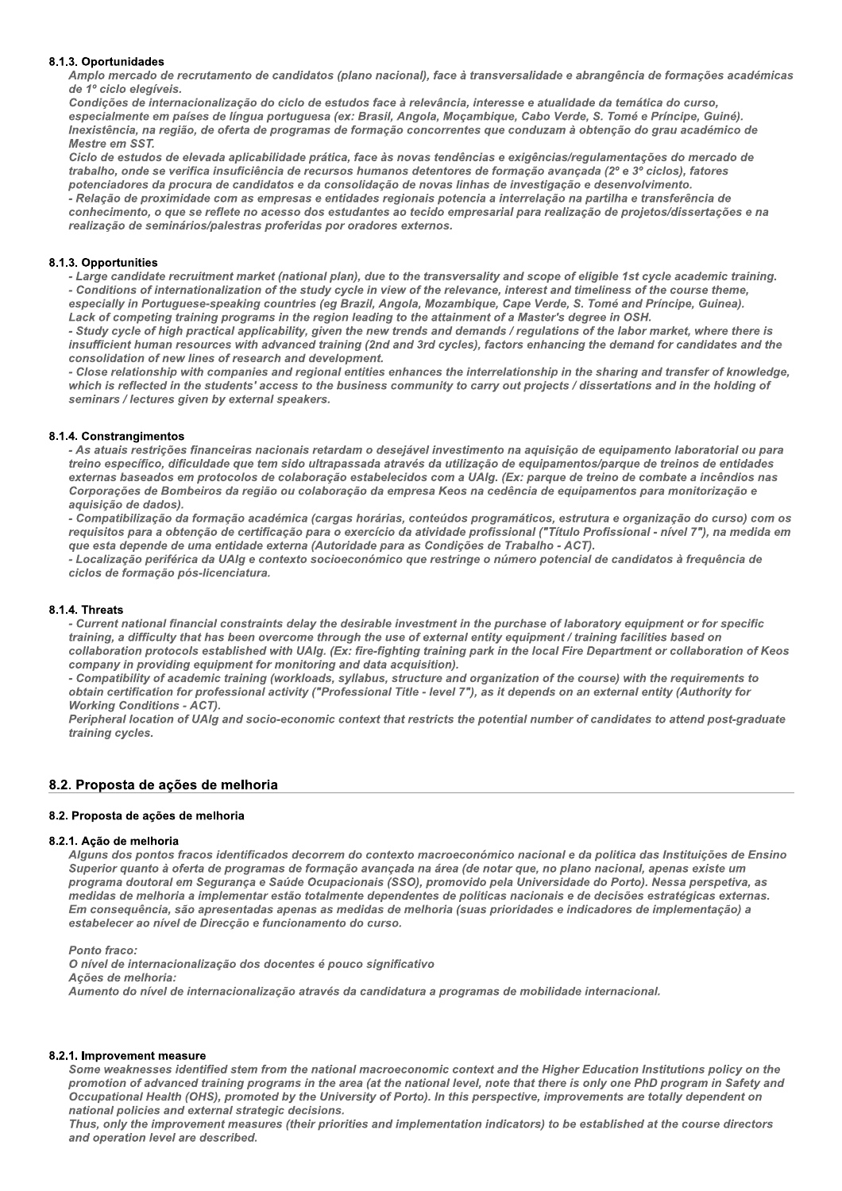#### 8.1.3. Oportunidades

*Amplo mercado de recrutamento de candidatos (plano nacional), face à transversalidade e abrangência de formações académicas de 1º ciclo elegíveis.*
*Condições de internacionalização do ciclo de estudos face à relevância, interesse e atualidade da temática do curso, especialmente em países de língua portuguesa (ex: Brasil, Angola, Moçambique, Cabo Verde, S. Tomé e Príncipe, Guiné).*
*Inexistência, na região, de oferta de programas de formação concorrentes que conduzam à obtenção do grau académico de Mestre em SST.*
*Ciclo de estudos de elevada aplicabilidade prática, face às novas tendências e exigências/regulamentações do mercado de trabalho, onde se verifica insuficiência de recursos humanos detentores de formação avançada (2º e 3º ciclos), fatores potenciadores da procura de candidatos e da consolidação de novas linhas de investigação e desenvolvimento.*
*- Relação de proximidade com as empresas e entidades regionais potencia a interrelação na partilha e transferência de conhecimento, o que se reflete no acesso dos estudantes ao tecido empresarial para realização de projetos/dissertações e na realização de seminários/palestras proferidas por oradores externos.*

#### 8.1.3. Opportunities

*- Large candidate recruitment market (national plan), due to the transversality and scope of eligible 1st cycle academic training.*
*- Conditions of internationalization of the study cycle in view of the relevance, interest and timeliness of the course theme, especially in Portuguese-speaking countries (eg Brazil, Angola, Mozambique, Cape Verde, S. Tomé and Príncipe, Guinea).*
*Lack of competing training programs in the region leading to the attainment of a Master's degree in OSH.*
*- Study cycle of high practical applicability, given the new trends and demands / regulations of the labor market, where there is insufficient human resources with advanced training (2nd and 3rd cycles), factors enhancing the demand for candidates and the consolidation of new lines of research and development.*
*- Close relationship with companies and regional entities enhances the interrelationship in the sharing and transfer of knowledge, which is reflected in the students' access to the business community to carry out projects / dissertations and in the holding of seminars / lectures given by external speakers.*

#### 8.1.4. Constrangimentos

*- As atuais restrições financeiras nacionais retardam o desejável investimento na aquisição de equipamento laboratorial ou para treino específico, dificuldade que tem sido ultrapassada através da utilização de equipamentos/parque de treinos de entidades externas baseados em protocolos de colaboração estabelecidos com a UAlg. (Ex: parque de treino de combate a incêndios nas Corporações de Bombeiros da região ou colaboração da empresa Keos na cedência de equipamentos para monitorização e aquisição de dados).*
*- Compatibilização da formação académica (cargas horárias, conteúdos programáticos, estrutura e organização do curso) com os requisitos para a obtenção de certificação para o exercício da atividade profissional ("Título Profissional - nível 7"), na medida em que esta depende de uma entidade externa (Autoridade para as Condições de Trabalho - ACT).*
*- Localização periférica da UAlg e contexto socioeconómico que restringe o número potencial de candidatos à frequência de ciclos de formação pós-licenciatura.*

#### 8.1.4. Threats

*- Current national financial constraints delay the desirable investment in the purchase of laboratory equipment or for specific training, a difficulty that has been overcome through the use of external entity equipment / training facilities based on collaboration protocols established with UAlg. (Ex: fire-fighting training park in the local Fire Department or collaboration of Keos company in providing equipment for monitoring and data acquisition).*
*- Compatibility of academic training (workloads, syllabus, structure and organization of the course) with the requirements to obtain certification for professional activity ("Professional Title - level 7"), as it depends on an external entity (Authority for Working Conditions - ACT).*
*Peripheral location of UAlg and socio-economic context that restricts the potential number of candidates to attend post-graduate training cycles.*

## 8.2. Proposta de ações de melhoria

#### 8.2. Proposta de ações de melhoria

#### 8.2.1. Ação de melhoria

*Alguns dos pontos fracos identificados decorrem do contexto macroeconómico nacional e da politica das Instituições de Ensino Superior quanto à oferta de programas de formação avançada na área (de notar que, no plano nacional, apenas existe um programa doutoral em Segurança e Saúde Ocupacionais (SSO), promovido pela Universidade do Porto). Nessa perspetiva, as medidas de melhoria a implementar estão totalmente dependentes de políticas nacionais e de decisões estratégicas externas.*
*Em consequência, são apresentadas apenas as medidas de melhoria (suas prioridades e indicadores de implementação) a estabelecer ao nível de Direcção e funcionamento do curso.*

*Ponto fraco:*
*O nível de internacionalização dos docentes é pouco significativo*
*Ações de melhoria:*
*Aumento do nível de internacionalização através da candidatura a programas de mobilidade internacional.*

#### 8.2.1. Improvement measure

*Some weaknesses identified stem from the national macroeconomic context and the Higher Education Institutions policy on the promotion of advanced training programs in the area (at the national level, note that there is only one PhD program in Safety and Occupational Health (OHS), promoted by the University of Porto). In this perspective, improvements are totally dependent on national policies and external strategic decisions.*
*Thus, only the improvement measures (their priorities and implementation indicators) to be established at the course directors and operation level are described.*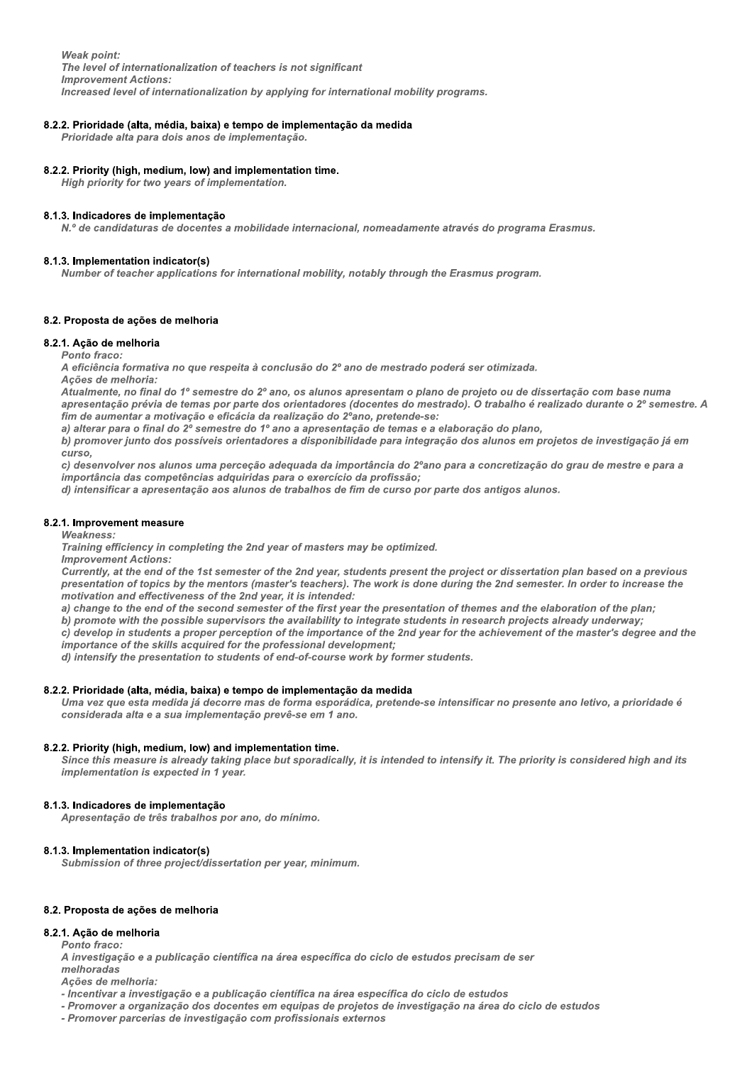*Weak point:*
*The level of internationalization of teachers is not significant*
*Improvement Actions:*
*Increased level of internationalization by applying for international mobility programs.*

#### 8.2.2. Prioridade (alta, média, baixa) e tempo de implementação da medida

*Prioridade alta para dois anos de implementação.*

#### 8.2.2. Priority (high, medium, low) and implementation time.

*High priority for two years of implementation.*

#### 8.1.3. Indicadores de implementação

*N.º de candidaturas de docentes a mobilidade internacional, nomeadamente através do programa Erasmus.*

#### 8.1.3. Implementation indicator(s)

*Number of teacher applications for international mobility, notably through the Erasmus program.*

### 8.2. Proposta de ações de melhoria

#### 8.2.1. Ação de melhoria

*Ponto fraco:*
*A eficiência formativa no que respeita à conclusão do 2º ano de mestrado poderá ser otimizada.*
*Ações de melhoria:*
*Atualmente, no final do 1º semestre do 2º ano, os alunos apresentam o plano de projeto ou de dissertação com base numa apresentação prévia de temas por parte dos orientadores (docentes do mestrado). O trabalho é realizado durante o 2º semestre. A fim de aumentar a motivação e eficácia da realização do 2ºano, pretende-se:*
*a) alterar para o final do 2º semestre do 1º ano a apresentação de temas e a elaboração do plano,*
*b) promover junto dos possíveis orientadores a disponibilidade para integração dos alunos em projetos de investigação já em curso,*
*c) desenvolver nos alunos uma perceção adequada da importância do 2ºano para a concretização do grau de mestre e para a importância das competências adquiridas para o exercício da profissão;*
*d) intensificar a apresentação aos alunos de trabalhos de fim de curso por parte dos antigos alunos.*

#### 8.2.1. Improvement measure

*Weakness:*
*Training efficiency in completing the 2nd year of masters may be optimized.*
*Improvement Actions:*
*Currently, at the end of the 1st semester of the 2nd year, students present the project or dissertation plan based on a previous presentation of topics by the mentors (master's teachers). The work is done during the 2nd semester. In order to increase the motivation and effectiveness of the 2nd year, it is intended:*
*a) change to the end of the second semester of the first year the presentation of themes and the elaboration of the plan;*
*b) promote with the possible supervisors the availability to integrate students in research projects already underway;*
*c) develop in students a proper perception of the importance of the 2nd year for the achievement of the master's degree and the importance of the skills acquired for the professional development;*
*d) intensify the presentation to students of end-of-course work by former students.*

#### 8.2.2. Prioridade (alta, média, baixa) e tempo de implementação da medida

*Uma vez que esta medida já decorre mas de forma esporádica, pretende-se intensificar no presente ano letivo, a prioridade é considerada alta e a sua implementação prevê-se em 1 ano.*

#### 8.2.2. Priority (high, medium, low) and implementation time.

*Since this measure is already taking place but sporadically, it is intended to intensify it. The priority is considered high and its implementation is expected in 1 year.*

#### 8.1.3. Indicadores de implementação

*Apresentação de três trabalhos por ano, do mínimo.*

#### 8.1.3. Implementation indicator(s)

*Submission of three project/dissertation per year, minimum.*

### 8.2. Proposta de ações de melhoria

#### 8.2.1. Ação de melhoria

*Ponto fraco:*
*A investigação e a publicação científica na área específica do ciclo de estudos precisam de ser melhoradas*
*Ações de melhoria:*
*- Incentivar a investigação e a publicação científica na área específica do ciclo de estudos*
*- Promover a organização dos docentes em equipas de projetos de investigação na área do ciclo de estudos*
*- Promover parcerias de investigação com profissionais externos*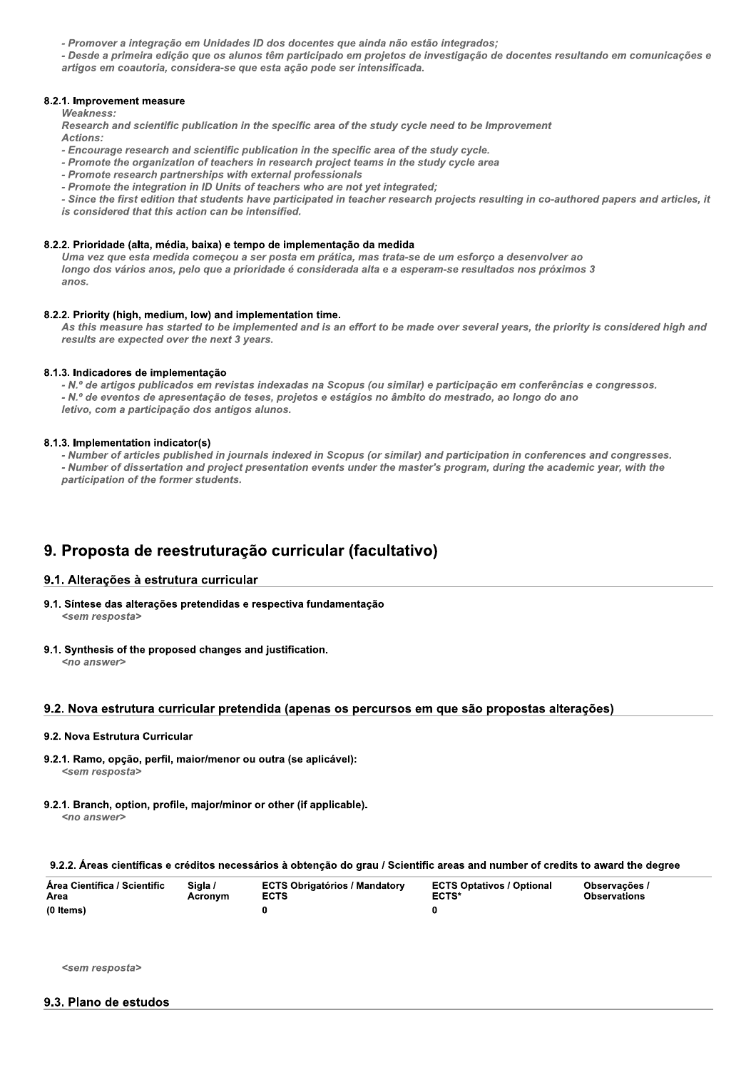*- Promover a integração em Unidades ID dos docentes que ainda não estão integrados;*
*- Desde a primeira edição que os alunos têm participado em projetos de investigação de docentes resultando em comunicações e artigos em coautoria, considera-se que esta ação pode ser intensificada.*

#### 8.2.1. Improvement measure

*Weakness:*
*Research and scientific publication in the specific area of the study cycle need to be Improvement*
*Actions:*
*- Encourage research and scientific publication in the specific area of the study cycle.*
*- Promote the organization of teachers in research project teams in the study cycle area*
*- Promote research partnerships with external professionals*
*- Promote the integration in ID Units of teachers who are not yet integrated;*
*- Since the first edition that students have participated in teacher research projects resulting in co-authored papers and articles, it is considered that this action can be intensified.*

#### 8.2.2. Prioridade (alta, média, baixa) e tempo de implementação da medida

*Uma vez que esta medida começou a ser posta em prática, mas trata-se de um esforço a desenvolver ao longo dos vários anos, pelo que a prioridade é considerada alta e a esperam-se resultados nos próximos 3 anos.*

#### 8.2.2. Priority (high, medium, low) and implementation time.

*As this measure has started to be implemented and is an effort to be made over several years, the priority is considered high and results are expected over the next 3 years.*

#### 8.1.3. Indicadores de implementação

*- N.º de artigos publicados em revistas indexadas na Scopus (ou similar) e participação em conferências e congressos.*
*- N.º de eventos de apresentação de teses, projetos e estágios no âmbito do mestrado, ao longo do ano letivo, com a participação dos antigos alunos.*

#### 8.1.3. Implementation indicator(s)

*- Number of articles published in journals indexed in Scopus (or similar) and participation in conferences and congresses.*
*- Number of dissertation and project presentation events under the master's program, during the academic year, with the participation of the former students.*

# 9. Proposta de reestruturação curricular (facultativo)

## 9.1. Alterações à estrutura curricular

#### 9.1. Síntese das alterações pretendidas e respectiva fundamentação

*<sem resposta>*

#### 9.1. Synthesis of the proposed changes and justification.

*<no answer>*

## 9.2. Nova estrutura curricular pretendida (apenas os percursos em que são propostas alterações)

#### 9.2. Nova Estrutura Curricular

#### 9.2.1. Ramo, opção, perfil, maior/menor ou outra (se aplicável):

*<sem resposta>*

#### 9.2.1. Branch, option, profile, major/minor or other (if applicable).

*<no answer>*

#### 9.2.2. Áreas científicas e créditos necessários à obtenção do grau / Scientific areas and number of credits to award the degree

| Área Científica / Scientific Area | Sigla / Acronym | ECTS Obrigatórios / Mandatory ECTS | ECTS Optativos / Optional ECTS* | Observações / Observations |
|---|---|---|---|---|
| (0 Items) | | 0 | 0 | |

*<sem resposta>*

## 9.3. Plano de estudos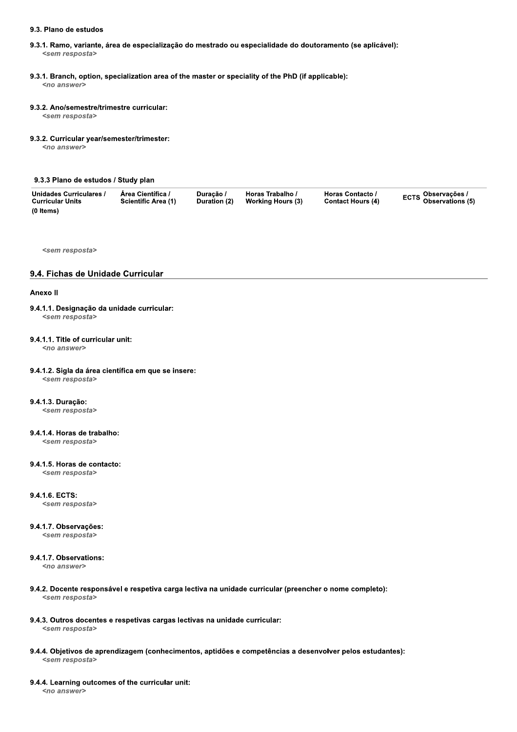### 9.3. Plano de estudos

**9.3.1. Ramo, variante, área de especialização do mestrado ou especialidade do doutoramento (se aplicável):**
*<sem resposta>*

**9.3.1. Branch, option, specialization area of the master or speciality of the PhD (if applicable):**
*<no answer>*

**9.3.2. Ano/semestre/trimestre curricular:**
*<sem resposta>*

**9.3.2. Curricular year/semester/trimester:**
*<no answer>*

**9.3.3 Plano de estudos / Study plan**

| Unidades Curriculares / Curricular Units | Área Científica / Scientific Area (1) | Duração / Duration (2) | Horas Trabalho / Working Hours (3) | Horas Contacto / Contact Hours (4) | ECTS | Observações / Observations (5) |
|---|---|---|---|---|---|---|
| (0 Items) | | | | | | |

*<sem resposta>*

## 9.4. Fichas de Unidade Curricular

**Anexo II**

**9.4.1.1. Designação da unidade curricular:**
*<sem resposta>*

**9.4.1.1. Title of curricular unit:**
*<no answer>*

**9.4.1.2. Sigla da área científica em que se insere:**
*<sem resposta>*

**9.4.1.3. Duração:**
*<sem resposta>*

**9.4.1.4. Horas de trabalho:**
*<sem resposta>*

**9.4.1.5. Horas de contacto:**
*<sem resposta>*

**9.4.1.6. ECTS:**
*<sem resposta>*

**9.4.1.7. Observações:**
*<sem resposta>*

**9.4.1.7. Observations:**
*<no answer>*

**9.4.2. Docente responsável e respetiva carga lectiva na unidade curricular (preencher o nome completo):**
*<sem resposta>*

**9.4.3. Outros docentes e respetivas cargas lectivas na unidade curricular:**
*<sem resposta>*

**9.4.4. Objetivos de aprendizagem (conhecimentos, aptidões e competências a desenvolver pelos estudantes):**
*<sem resposta>*

**9.4.4. Learning outcomes of the curricular unit:**
*<no answer>*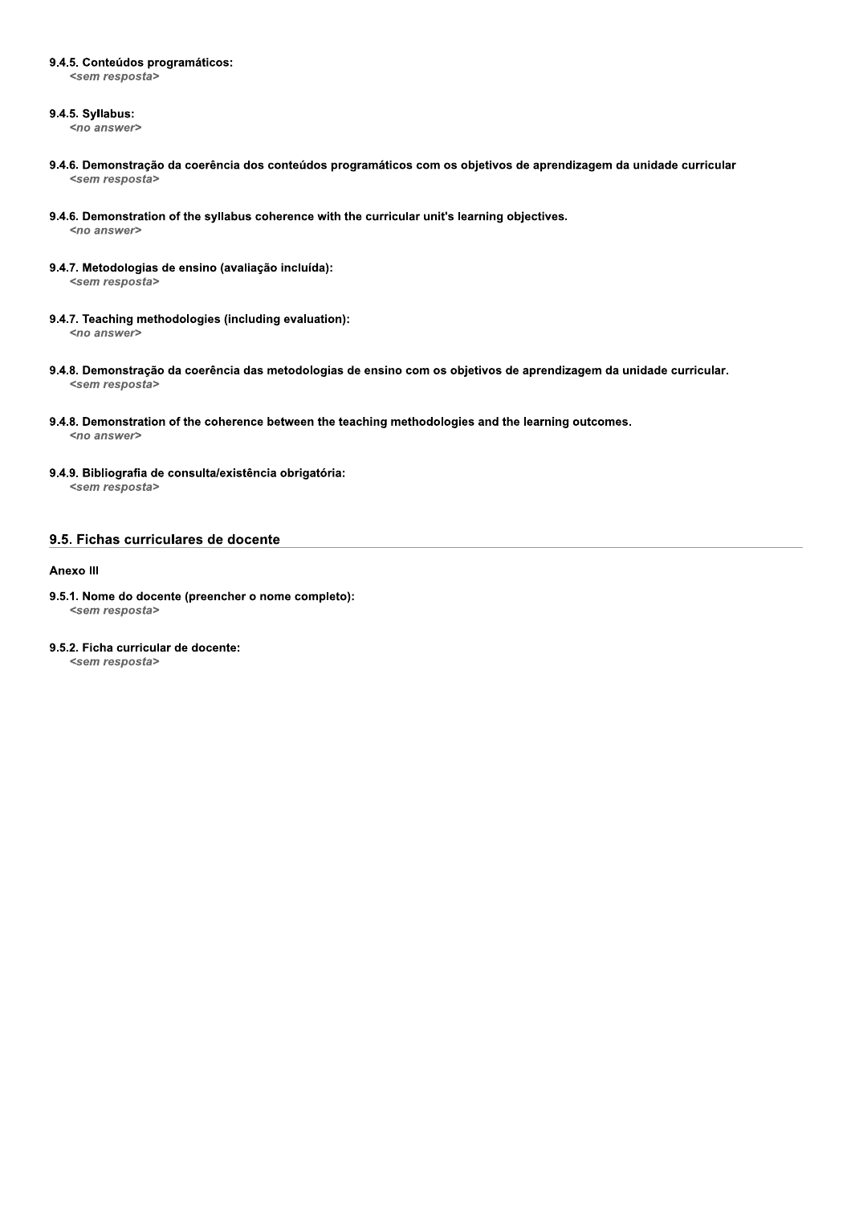**9.4.5. Conteúdos programáticos:**

*<sem resposta>*

**9.4.5. Syllabus:**

*<no answer>*

**9.4.6. Demonstração da coerência dos conteúdos programáticos com os objetivos de aprendizagem da unidade curricular**

*<sem resposta>*

**9.4.6. Demonstration of the syllabus coherence with the curricular unit's learning objectives.**

*<no answer>*

**9.4.7. Metodologias de ensino (avaliação incluída):**

*<sem resposta>*

**9.4.7. Teaching methodologies (including evaluation):**

*<no answer>*

**9.4.8. Demonstração da coerência das metodologias de ensino com os objetivos de aprendizagem da unidade curricular.**

*<sem resposta>*

**9.4.8. Demonstration of the coherence between the teaching methodologies and the learning outcomes.**

*<no answer>*

**9.4.9. Bibliografia de consulta/existência obrigatória:**

*<sem resposta>*

## 9.5. Fichas curriculares de docente

**Anexo III**

**9.5.1. Nome do docente (preencher o nome completo):**

*<sem resposta>*

**9.5.2. Ficha curricular de docente:**

*<sem resposta>*